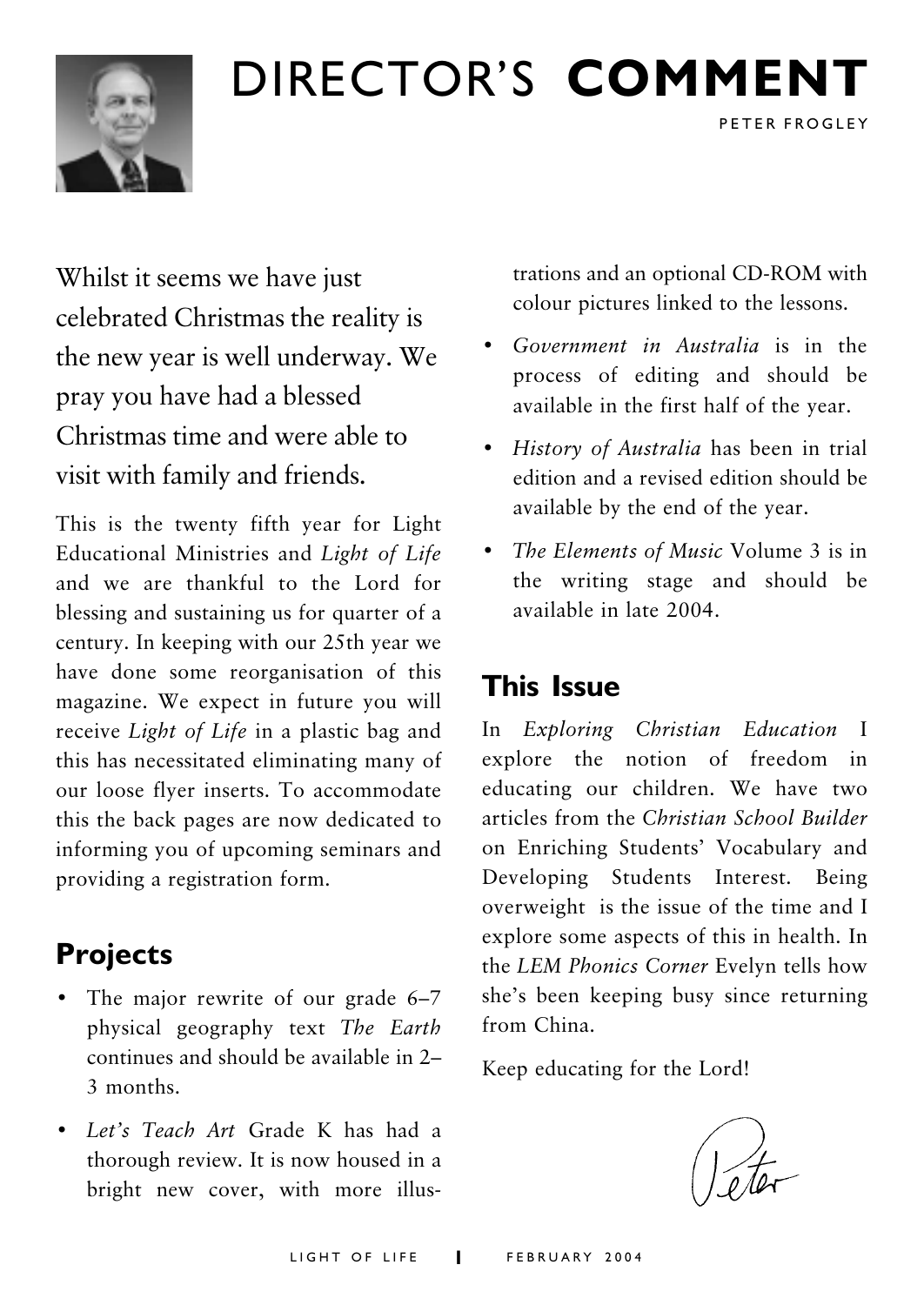# DIRECTOR'S **COMMENT**

PETER FROGLEY

Whilst it seems we have just celebrated Christmas the reality is the new year is well underway. We pray you have had a blessed Christmas time and were able to visit with family and friends.

This is the twenty fifth year for Light Educational Ministries and *Light of Life* and we are thankful to the Lord for blessing and sustaining us for quarter of a century. In keeping with our 25th year we have done some reorganisation of this magazine. We expect in future you will receive *Light of Life* in a plastic bag and this has necessitated eliminating many of our loose flyer inserts. To accommodate this the back pages are now dedicated to informing you of upcoming seminars and providing a registration form.

## Projects

- The major rewrite of our grade 6–7 physical geography text *The Earth* continues and should be available in 2–3 months.
- *Let's Teach Art* Grade K has had a thorough review. It is now housed in a bright new cover, with more illustrations and an optional CD-ROM with colour pictures linked to the lessons.
- *Government in Australia* is in the process of editing and should be available in the first half of the year.
- *History of Australia* has been in trial edition and a revised edition should be available by the end of the year.
- *The Elements of Music* Volume 3 is in the writing stage and should be available in late 2004.

## This Issue

In *Exploring Christian Education* I explore the notion of freedom in educating our children. We have two articles from the *Christian School Builder* on Enriching Students' Vocabulary and Developing Students Interest. Being overweight is the issue of the time and I explore some aspects of this in health. In the *LEM Phonics Corner* Evelyn tells how she's been keeping busy since returning from China.

Keep educating for the Lord!

Peter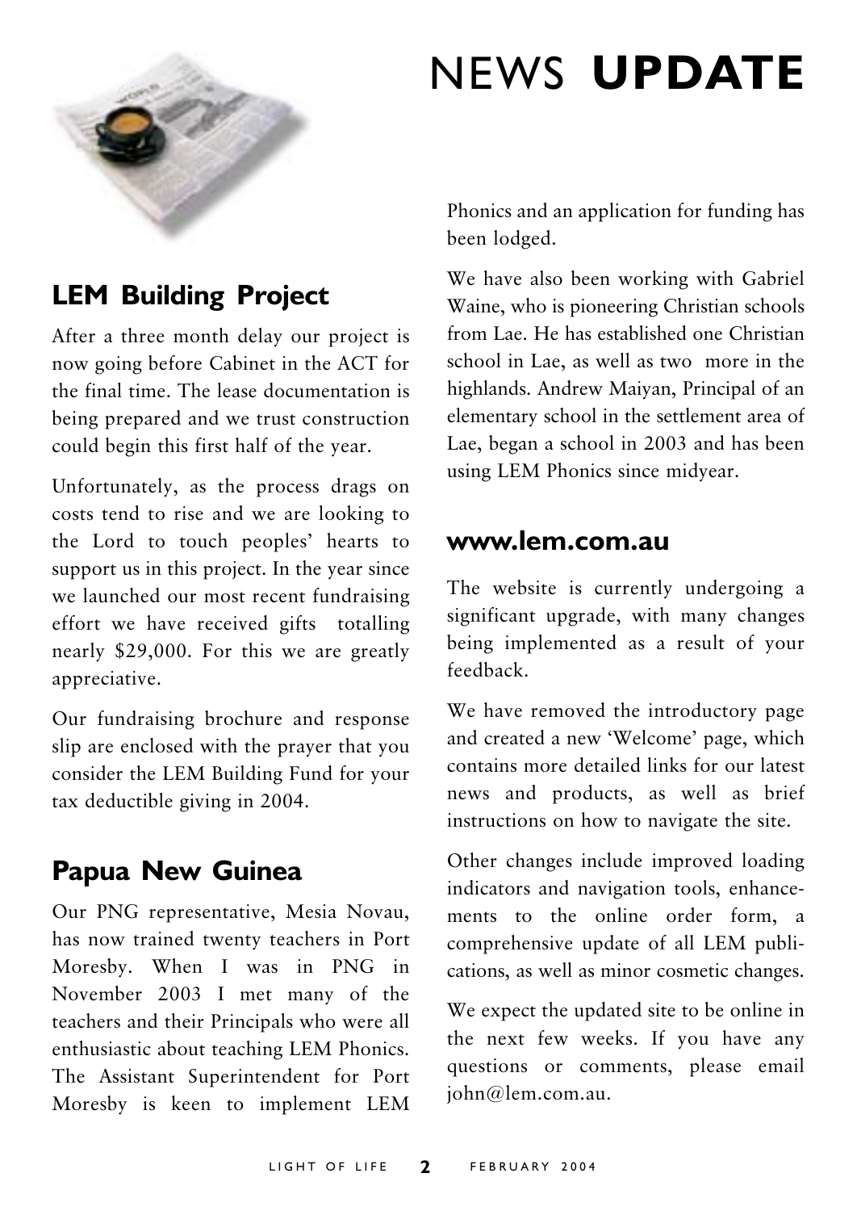# NEWS **UPDATE**

## LEM Building Project

After a three month delay our project is now going before Cabinet in the ACT for the final time. The lease documentation is being prepared and we trust construction could begin this first half of the year.

Unfortunately, as the process drags on costs tend to rise and we are looking to the Lord to touch peoples' hearts to support us in this project. In the year since we launched our most recent fundraising effort we have received gifts totalling nearly $29,000. For this we are greatly appreciative.

Our fundraising brochure and response slip are enclosed with the prayer that you consider the LEM Building Fund for your tax deductible giving in 2004.

## Papua New Guinea

Our PNG representative, Mesia Novau, has now trained twenty teachers in Port Moresby. When I was in PNG in November 2003 I met many of the teachers and their Principals who were all enthusiastic about teaching LEM Phonics. The Assistant Superintendent for Port Moresby is keen to implement LEM Phonics and an application for funding has been lodged.

We have also been working with Gabriel Waine, who is pioneering Christian schools from Lae. He has established one Christian school in Lae, as well as two more in the highlands. Andrew Maiyan, Principal of an elementary school in the settlement area of Lae, began a school in 2003 and has been using LEM Phonics since midyear.

## www.lem.com.au

The website is currently undergoing a significant upgrade, with many changes being implemented as a result of your feedback.

We have removed the introductory page and created a new 'Welcome' page, which contains more detailed links for our latest news and products, as well as brief instructions on how to navigate the site.

Other changes include improved loading indicators and navigation tools, enhancements to the online order form, a comprehensive update of all LEM publications, as well as minor cosmetic changes.

We expect the updated site to be online in the next few weeks. If you have any questions or comments, please email john@lem.com.au.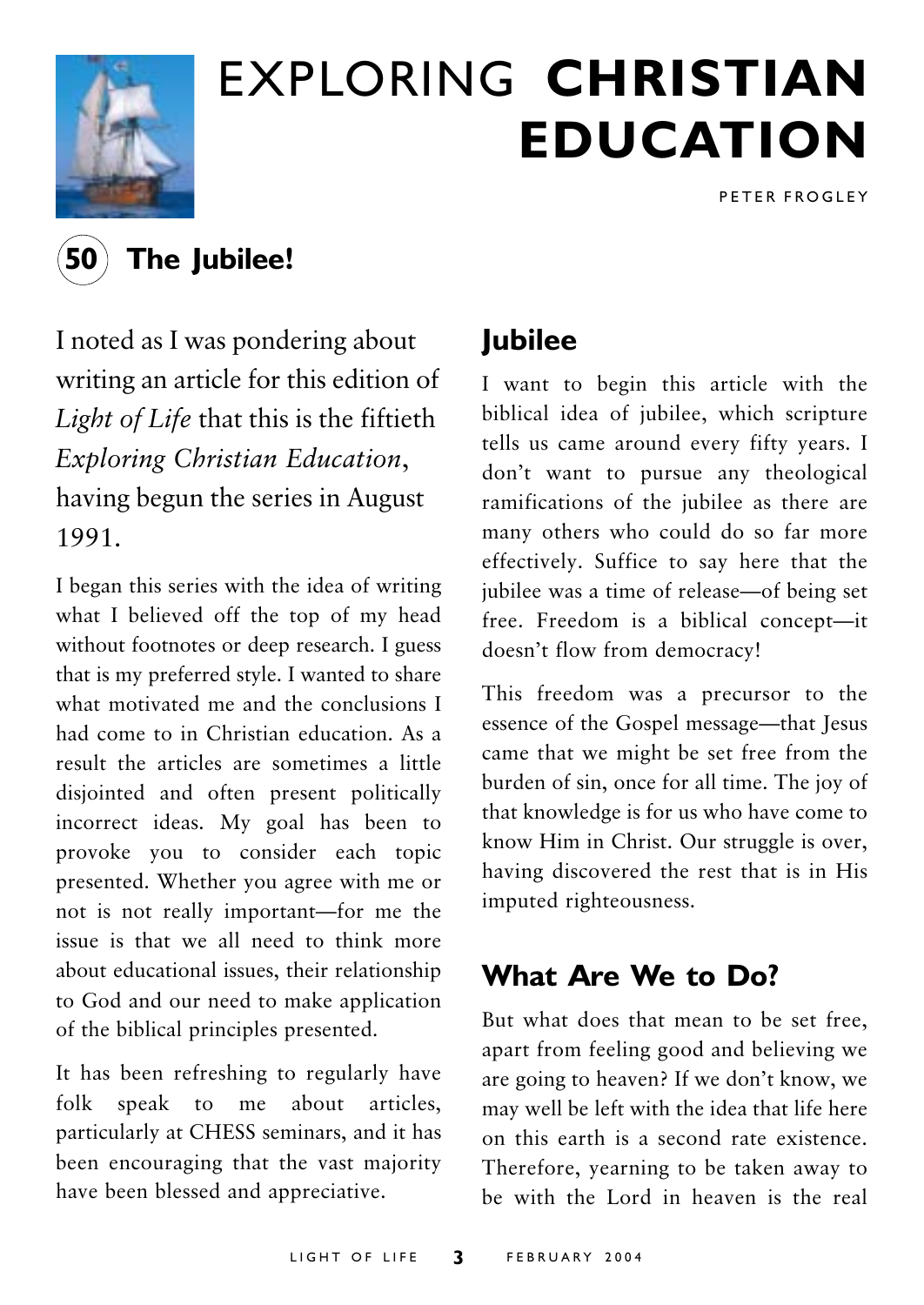# EXPLORING **CHRISTIAN EDUCATION**

PETER FROGLEY

## 50 The Jubilee!

I noted as I was pondering about writing an article for this edition of *Light of Life* that this is the fiftieth *Exploring Christian Education*, having begun the series in August 1991.

I began this series with the idea of writing what I believed off the top of my head without footnotes or deep research. I guess that is my preferred style. I wanted to share what motivated me and the conclusions I had come to in Christian education. As a result the articles are sometimes a little disjointed and often present politically incorrect ideas. My goal has been to provoke you to consider each topic presented. Whether you agree with me or not is not really important—for me the issue is that we all need to think more about educational issues, their relationship to God and our need to make application of the biblical principles presented.

It has been refreshing to regularly have folk speak to me about articles, particularly at CHESS seminars, and it has been encouraging that the vast majority have been blessed and appreciative.

### Jubilee

I want to begin this article with the biblical idea of jubilee, which scripture tells us came around every fifty years. I don't want to pursue any theological ramifications of the jubilee as there are many others who could do so far more effectively. Suffice to say here that the jubilee was a time of release—of being set free. Freedom is a biblical concept—it doesn't flow from democracy!

This freedom was a precursor to the essence of the Gospel message—that Jesus came that we might be set free from the burden of sin, once for all time. The joy of that knowledge is for us who have come to know Him in Christ. Our struggle is over, having discovered the rest that is in His imputed righteousness.

### What Are We to Do?

But what does that mean to be set free, apart from feeling good and believing we are going to heaven? If we don't know, we may well be left with the idea that life here on this earth is a second rate existence. Therefore, yearning to be taken away to be with the Lord in heaven is the real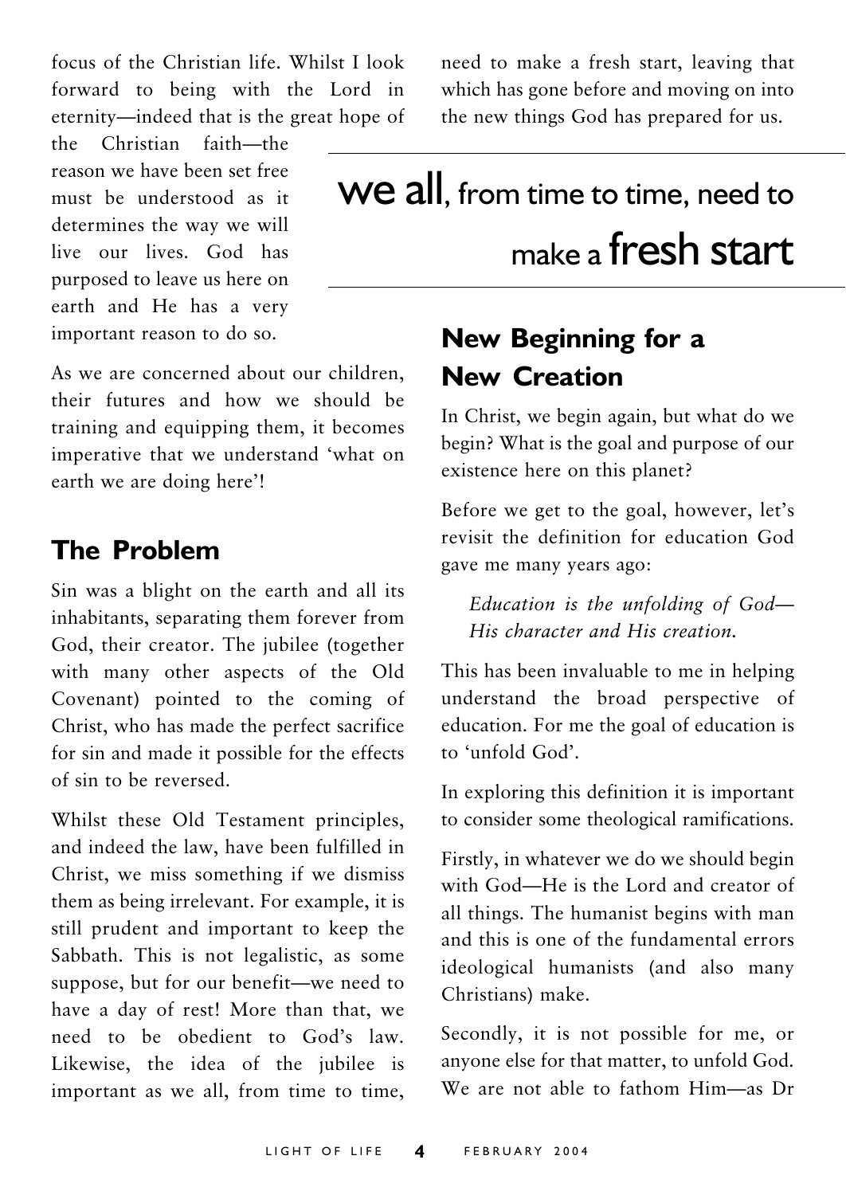focus of the Christian life. Whilst I look forward to being with the Lord in eternity—indeed that is the great hope of the Christian faith—the reason we have been set free must be understood as it determines the way we will live our lives. God has purposed to leave us here on earth and He has a very important reason to do so.

As we are concerned about our children, their futures and how we should be training and equipping them, it becomes imperative that we understand 'what on earth we are doing here'!

## The Problem

Sin was a blight on the earth and all its inhabitants, separating them forever from God, their creator. The jubilee (together with many other aspects of the Old Covenant) pointed to the coming of Christ, who has made the perfect sacrifice for sin and made it possible for the effects of sin to be reversed.

Whilst these Old Testament principles, and indeed the law, have been fulfilled in Christ, we miss something if we dismiss them as being irrelevant. For example, it is still prudent and important to keep the Sabbath. This is not legalistic, as some suppose, but for our benefit—we need to have a day of rest! More than that, we need to be obedient to God's law. Likewise, the idea of the jubilee is important as we all, from time to time, need to make a fresh start, leaving that which has gone before and moving on into the new things God has prepared for us.

> **we all**, from time to time, need to make a **fresh start**

## New Beginning for a New Creation

In Christ, we begin again, but what do we begin? What is the goal and purpose of our existence here on this planet?

Before we get to the goal, however, let's revisit the definition for education God gave me many years ago:

> *Education is the unfolding of God—His character and His creation.*

This has been invaluable to me in helping understand the broad perspective of education. For me the goal of education is to 'unfold God'.

In exploring this definition it is important to consider some theological ramifications.

Firstly, in whatever we do we should begin with God—He is the Lord and creator of all things. The humanist begins with man and this is one of the fundamental errors ideological humanists (and also many Christians) make.

Secondly, it is not possible for me, or anyone else for that matter, to unfold God. We are not able to fathom Him—as Dr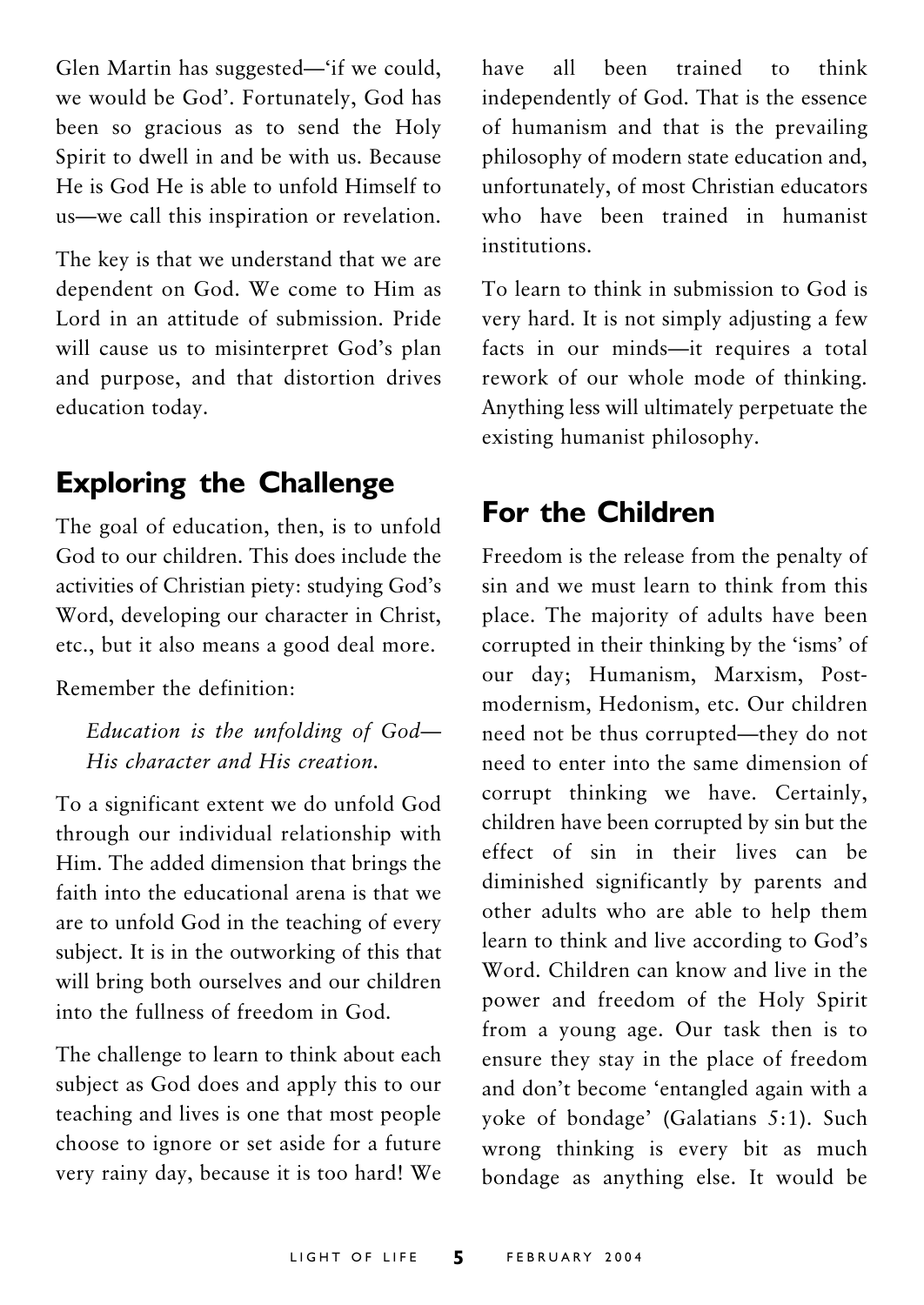Glen Martin has suggested—'if we could, we would be God'. Fortunately, God has been so gracious as to send the Holy Spirit to dwell in and be with us. Because He is God He is able to unfold Himself to us—we call this inspiration or revelation.

The key is that we understand that we are dependent on God. We come to Him as Lord in an attitude of submission. Pride will cause us to misinterpret God's plan and purpose, and that distortion drives education today.

## Exploring the Challenge

The goal of education, then, is to unfold God to our children. This does include the activities of Christian piety: studying God's Word, developing our character in Christ, etc., but it also means a good deal more.

Remember the definition:

> *Education is the unfolding of God—His character and His creation.*

To a significant extent we do unfold God through our individual relationship with Him. The added dimension that brings the faith into the educational arena is that we are to unfold God in the teaching of every subject. It is in the outworking of this that will bring both ourselves and our children into the fullness of freedom in God.

The challenge to learn to think about each subject as God does and apply this to our teaching and lives is one that most people choose to ignore or set aside for a future very rainy day, because it is too hard! We have all been trained to think independently of God. That is the essence of humanism and that is the prevailing philosophy of modern state education and, unfortunately, of most Christian educators who have been trained in humanist institutions.

To learn to think in submission to God is very hard. It is not simply adjusting a few facts in our minds—it requires a total rework of our whole mode of thinking. Anything less will ultimately perpetuate the existing humanist philosophy.

## For the Children

Freedom is the release from the penalty of sin and we must learn to think from this place. The majority of adults have been corrupted in their thinking by the 'isms' of our day; Humanism, Marxism, Post-modernism, Hedonism, etc. Our children need not be thus corrupted—they do not need to enter into the same dimension of corrupt thinking we have. Certainly, children have been corrupted by sin but the effect of sin in their lives can be diminished significantly by parents and other adults who are able to help them learn to think and live according to God's Word. Children can know and live in the power and freedom of the Holy Spirit from a young age. Our task then is to ensure they stay in the place of freedom and don't become 'entangled again with a yoke of bondage' (Galatians 5:1). Such wrong thinking is every bit as much bondage as anything else. It would be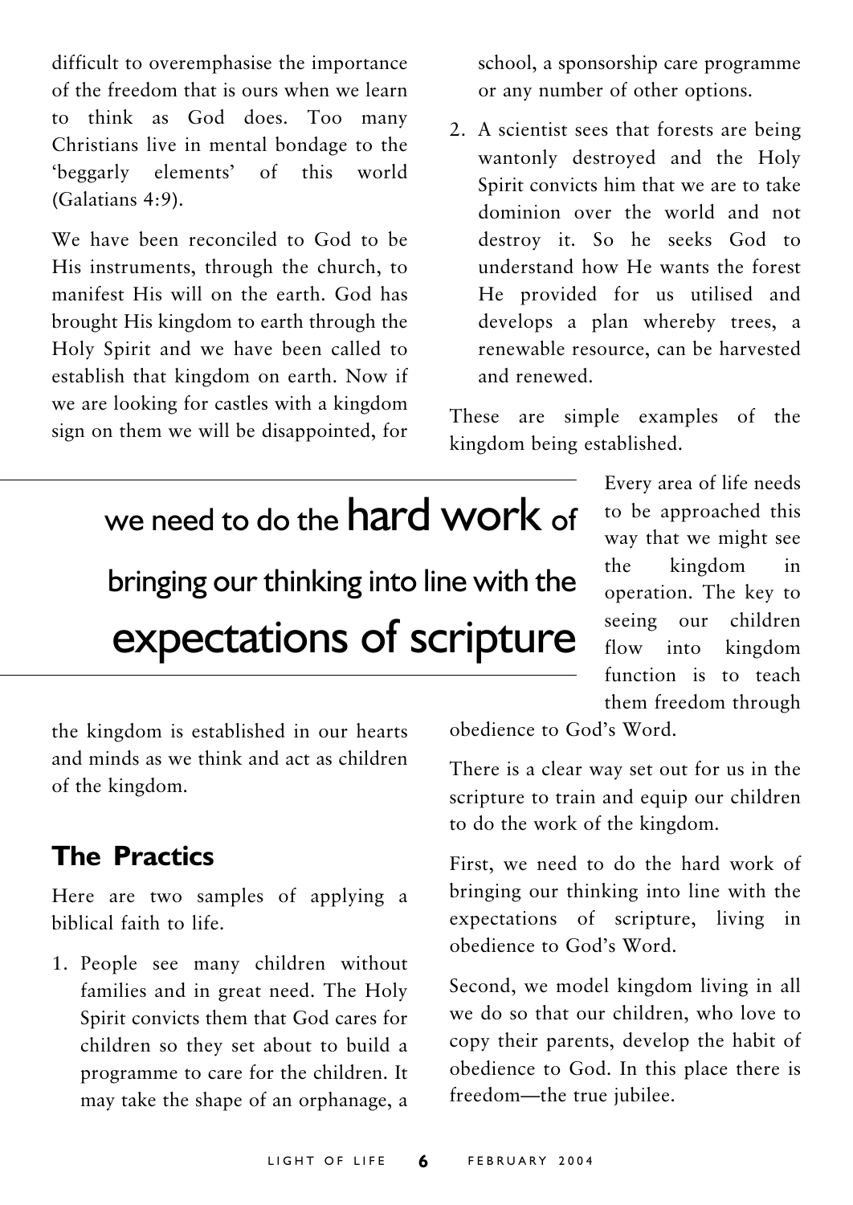difficult to overemphasise the importance of the freedom that is ours when we learn to think as God does. Too many Christians live in mental bondage to the 'beggarly elements' of this world (Galatians 4:9).

We have been reconciled to God to be His instruments, through the church, to manifest His will on the earth. God has brought His kingdom to earth through the Holy Spirit and we have been called to establish that kingdom on earth. Now if we are looking for castles with a kingdom sign on them we will be disappointed, for the kingdom is established in our hearts and minds as we think and act as children of the kingdom.

> we need to do the **hard work** of bringing our thinking into line with the expectations of scripture

## The Practics

Here are two samples of applying a biblical faith to life.

1. People see many children without families and in great need. The Holy Spirit convicts them that God cares for children so they set about to build a programme to care for the children. It may take the shape of an orphanage, a school, a sponsorship care programme or any number of other options.
2. A scientist sees that forests are being wantonly destroyed and the Holy Spirit convicts him that we are to take dominion over the world and not destroy it. So he seeks God to understand how He wants the forest He provided for us utilised and develops a plan whereby trees, a renewable resource, can be harvested and renewed.

These are simple examples of the kingdom being established.

Every area of life needs to be approached this way that we might see the kingdom in operation. The key to seeing our children flow into kingdom function is to teach them freedom through obedience to God's Word.

There is a clear way set out for us in the scripture to train and equip our children to do the work of the kingdom.

First, we need to do the hard work of bringing our thinking into line with the expectations of scripture, living in obedience to God's Word.

Second, we model kingdom living in all we do so that our children, who love to copy their parents, develop the habit of obedience to God. In this place there is freedom—the true jubilee.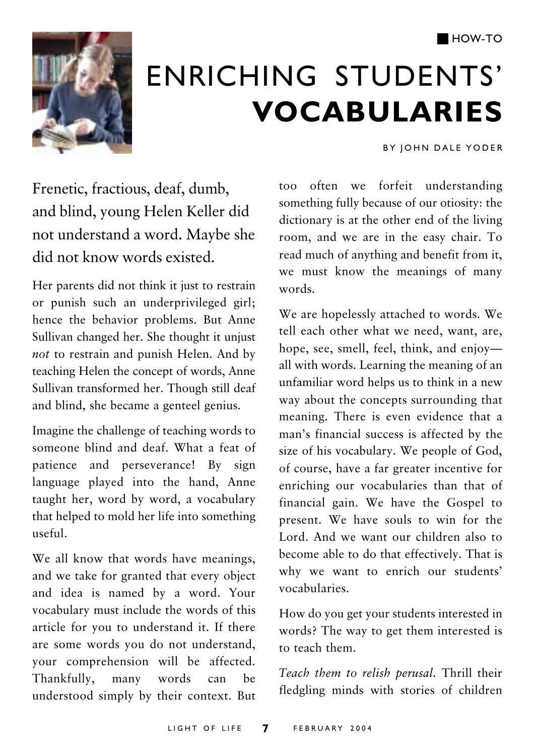HOW-TO

# ENRICHING STUDENTS' **VOCABULARIES**

BY JOHN DALE YODER

Frenetic, fractious, deaf, dumb, and blind, young Helen Keller did not understand a word. Maybe she did not know words existed.

Her parents did not think it just to restrain or punish such an underprivileged girl; hence the behavior problems. But Anne Sullivan changed her. She thought it unjust *not* to restrain and punish Helen. And by teaching Helen the concept of words, Anne Sullivan transformed her. Though still deaf and blind, she became a genteel genius.

Imagine the challenge of teaching words to someone blind and deaf. What a feat of patience and perseverance! By sign language played into the hand, Anne taught her, word by word, a vocabulary that helped to mold her life into something useful.

We all know that words have meanings, and we take for granted that every object and idea is named by a word. Your vocabulary must include the words of this article for you to understand it. If there are some words you do not understand, your comprehension will be affected. Thankfully, many words can be understood simply by their context. But too often we forfeit understanding something fully because of our otiosity: the dictionary is at the other end of the living room, and we are in the easy chair. To read much of anything and benefit from it, we must know the meanings of many words.

We are hopelessly attached to words. We tell each other what we need, want, are, hope, see, smell, feel, think, and enjoy—all with words. Learning the meaning of an unfamiliar word helps us to think in a new way about the concepts surrounding that meaning. There is even evidence that a man's financial success is affected by the size of his vocabulary. We people of God, of course, have a far greater incentive for enriching our vocabularies than that of financial gain. We have the Gospel to present. We have souls to win for the Lord. And we want our children also to become able to do that effectively. That is why we want to enrich our students' vocabularies.

How do you get your students interested in words? The way to get them interested is to teach them.

*Teach them to relish perusal.* Thrill their fledgling minds with stories of children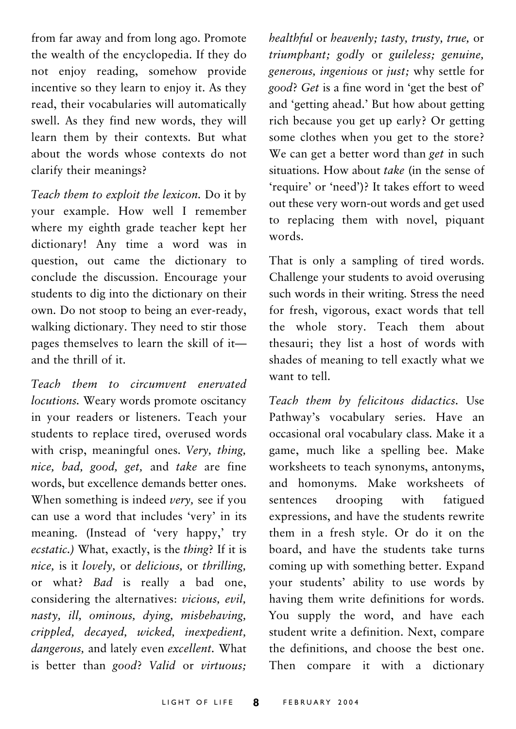from far away and from long ago. Promote the wealth of the encyclopedia. If they do not enjoy reading, somehow provide incentive so they learn to enjoy it. As they read, their vocabularies will automatically swell. As they find new words, they will learn them by their contexts. But what about the words whose contexts do not clarify their meanings?

*Teach them to exploit the lexicon.* Do it by your example. How well I remember where my eighth grade teacher kept her dictionary! Any time a word was in question, out came the dictionary to conclude the discussion. Encourage your students to dig into the dictionary on their own. Do not stoop to being an ever-ready, walking dictionary. They need to stir those pages themselves to learn the skill of it—and the thrill of it.

*Teach them to circumvent enervated locutions.* Weary words promote oscitancy in your readers or listeners. Teach your students to replace tired, overused words with crisp, meaningful ones. *Very, thing, nice, bad, good, get,* and *take* are fine words, but excellence demands better ones. When something is indeed *very,* see if you can use a word that includes 'very' in its meaning. (Instead of 'very happy,' try *ecstatic.*) What, exactly, is the *thing*? If it is *nice,* is it *lovely,* or *delicious,* or *thrilling,* or what? *Bad* is really a bad one, considering the alternatives: *vicious, evil, nasty, ill, ominous, dying, misbehaving, crippled, decayed, wicked, inexpedient, dangerous,* and lately even *excellent.* What is better than *good*? *Valid* or *virtuous; healthful* or *heavenly; tasty, trusty, true,* or *triumphant; godly* or *guileless; genuine, generous, ingenious* or *just;* why settle for *good*? *Get* is a fine word in 'get the best of' and 'getting ahead.' But how about getting rich because you get up early? Or getting some clothes when you get to the store? We can get a better word than *get* in such situations. How about *take* (in the sense of 'require' or 'need')? It takes effort to weed out these very worn-out words and get used to replacing them with novel, piquant words.

That is only a sampling of tired words. Challenge your students to avoid overusing such words in their writing. Stress the need for fresh, vigorous, exact words that tell the whole story. Teach them about thesauri; they list a host of words with shades of meaning to tell exactly what we want to tell.

*Teach them by felicitous didactics.* Use Pathway's vocabulary series. Have an occasional oral vocabulary class. Make it a game, much like a spelling bee. Make worksheets to teach synonyms, antonyms, and homonyms. Make worksheets of sentences drooping with fatigued expressions, and have the students rewrite them in a fresh style. Or do it on the board, and have the students take turns coming up with something better. Expand your students' ability to use words by having them write definitions for words. You supply the word, and have each student write a definition. Next, compare the definitions, and choose the best one. Then compare it with a dictionary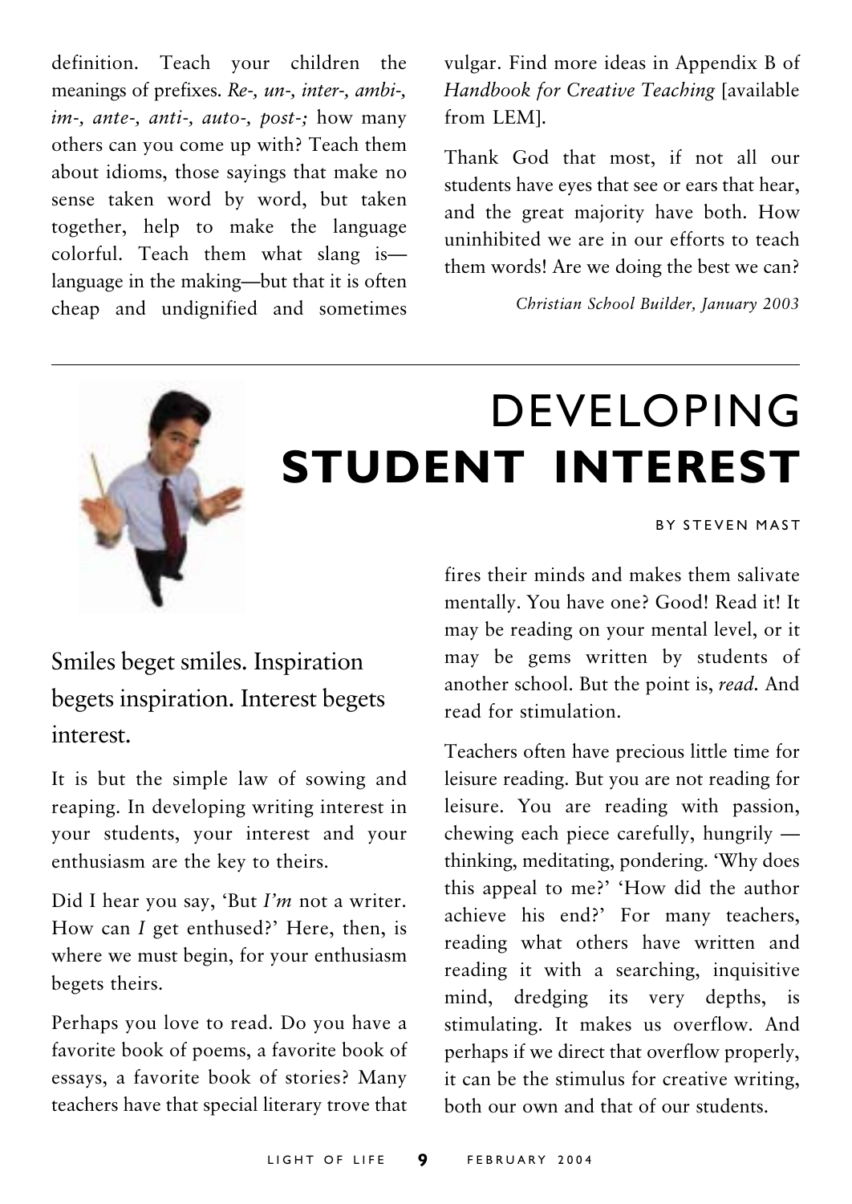definition. Teach your children the meanings of prefixes. *Re-, un-, inter-, ambi-, im-, ante-, anti-, auto-, post-;* how many others can you come up with? Teach them about idioms, those sayings that make no sense taken word by word, but taken together, help to make the language colorful. Teach them what slang is—language in the making—but that it is often cheap and undignified and sometimes vulgar. Find more ideas in Appendix B of *Handbook for Creative Teaching* [available from LEM].

Thank God that most, if not all our students have eyes that see or ears that hear, and the great majority have both. How uninhibited we are in our efforts to teach them words! Are we doing the best we can?

*Christian School Builder, January 2003*

---

# DEVELOPING **STUDENT INTEREST**

BY STEVEN MAST

## Smiles beget smiles. Inspiration begets inspiration. Interest begets interest.

It is but the simple law of sowing and reaping. In developing writing interest in your students, your interest and your enthusiasm are the key to theirs.

Did I hear you say, 'But *I'm* not a writer. How can *I* get enthused?' Here, then, is where we must begin, for your enthusiasm begets theirs.

Perhaps you love to read. Do you have a favorite book of poems, a favorite book of essays, a favorite book of stories? Many teachers have that special literary trove that fires their minds and makes them salivate mentally. You have one? Good! Read it! It may be reading on your mental level, or it may be gems written by students of another school. But the point is, *read.* And read for stimulation.

Teachers often have precious little time for leisure reading. But you are not reading for leisure. You are reading with passion, chewing each piece carefully, hungrily — thinking, meditating, pondering. 'Why does this appeal to me?' 'How did the author achieve his end?' For many teachers, reading what others have written and reading it with a searching, inquisitive mind, dredging its very depths, is stimulating. It makes us overflow. And perhaps if we direct that overflow properly, it can be the stimulus for creative writing, both our own and that of our students.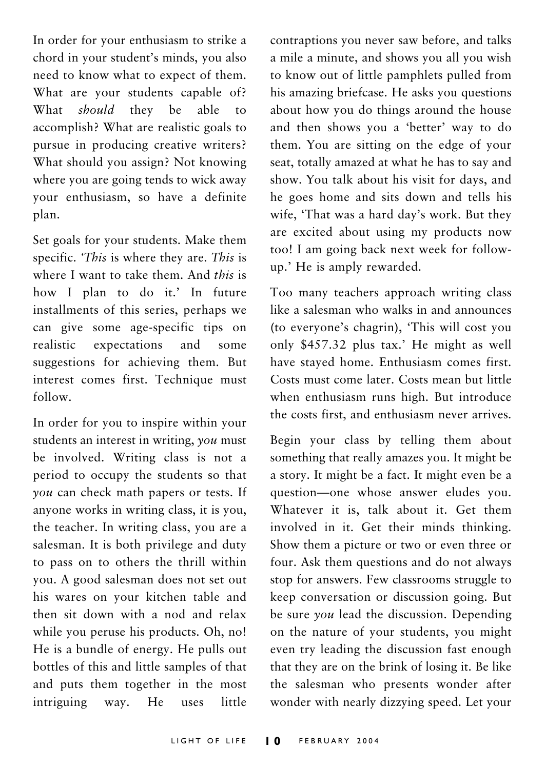In order for your enthusiasm to strike a chord in your student's minds, you also need to know what to expect of them. What are your students capable of? What *should* they be able to accomplish? What are realistic goals to pursue in producing creative writers? What should you assign? Not knowing where you are going tends to wick away your enthusiasm, so have a definite plan.

Set goals for your students. Make them specific. '*This* is where they are. *This* is where I want to take them. And *this* is how I plan to do it.' In future installments of this series, perhaps we can give some age-specific tips on realistic expectations and some suggestions for achieving them. But interest comes first. Technique must follow.

In order for you to inspire within your students an interest in writing, *you* must be involved. Writing class is not a period to occupy the students so that *you* can check math papers or tests. If anyone works in writing class, it is you, the teacher. In writing class, you are a salesman. It is both privilege and duty to pass on to others the thrill within you. A good salesman does not set out his wares on your kitchen table and then sit down with a nod and relax while you peruse his products. Oh, no! He is a bundle of energy. He pulls out bottles of this and little samples of that and puts them together in the most intriguing way. He uses little contraptions you never saw before, and talks a mile a minute, and shows you all you wish to know out of little pamphlets pulled from his amazing briefcase. He asks you questions about how you do things around the house and then shows you a 'better' way to do them. You are sitting on the edge of your seat, totally amazed at what he has to say and show. You talk about his visit for days, and he goes home and sits down and tells his wife, 'That was a hard day's work. But they are excited about using my products now too! I am going back next week for follow-up.' He is amply rewarded.

Too many teachers approach writing class like a salesman who walks in and announces (to everyone's chagrin), 'This will cost you only $457.32 plus tax.' He might as well have stayed home. Enthusiasm comes first. Costs must come later. Costs mean but little when enthusiasm runs high. But introduce the costs first, and enthusiasm never arrives.

Begin your class by telling them about something that really amazes you. It might be a story. It might be a fact. It might even be a question—one whose answer eludes you. Whatever it is, talk about it. Get them involved in it. Get their minds thinking. Show them a picture or two or even three or four. Ask them questions and do not always stop for answers. Few classrooms struggle to keep conversation or discussion going. But be sure *you* lead the discussion. Depending on the nature of your students, you might even try leading the discussion fast enough that they are on the brink of losing it. Be like the salesman who presents wonder after wonder with nearly dizzying speed. Let your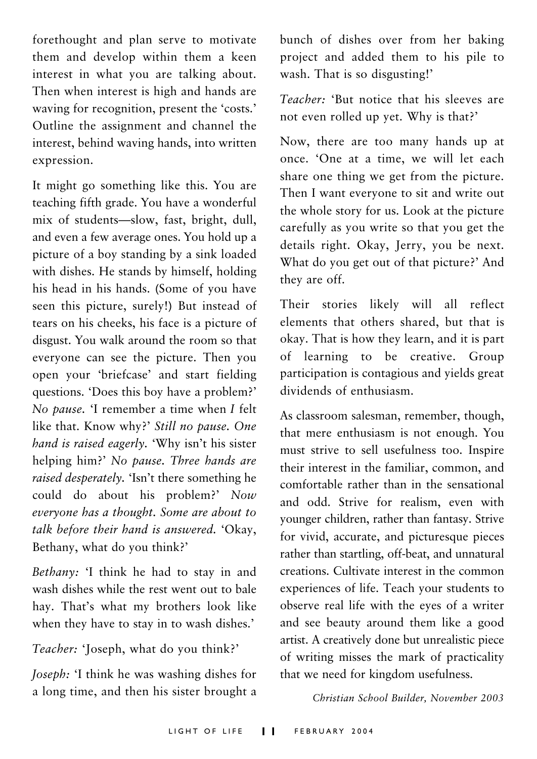forethought and plan serve to motivate them and develop within them a keen interest in what you are talking about. Then when interest is high and hands are waving for recognition, present the 'costs.' Outline the assignment and channel the interest, behind waving hands, into written expression.

It might go something like this. You are teaching fifth grade. You have a wonderful mix of students—slow, fast, bright, dull, and even a few average ones. You hold up a picture of a boy standing by a sink loaded with dishes. He stands by himself, holding his head in his hands. (Some of you have seen this picture, surely!) But instead of tears on his cheeks, his face is a picture of disgust. You walk around the room so that everyone can see the picture. Then you open your 'briefcase' and start fielding questions. 'Does this boy have a problem?' *No pause.* 'I remember a time when *I* felt like that. Know why?' *Still no pause. One hand is raised eagerly.* 'Why isn't his sister helping him?' *No pause. Three hands are raised desperately.* 'Isn't there something he could do about his problem?' *Now everyone has a thought. Some are about to talk before their hand is answered.* 'Okay, Bethany, what do you think?'

*Bethany:* 'I think he had to stay in and wash dishes while the rest went out to bale hay. That's what my brothers look like when they have to stay in to wash dishes.'

*Teacher:* 'Joseph, what do you think?'

*Joseph:* 'I think he was washing dishes for a long time, and then his sister brought a bunch of dishes over from her baking project and added them to his pile to wash. That is so disgusting!'

*Teacher:* 'But notice that his sleeves are not even rolled up yet. Why is that?'

Now, there are too many hands up at once. 'One at a time, we will let each share one thing we get from the picture. Then I want everyone to sit and write out the whole story for us. Look at the picture carefully as you write so that you get the details right. Okay, Jerry, you be next. What do you get out of that picture?' And they are off.

Their stories likely will all reflect elements that others shared, but that is okay. That is how they learn, and it is part of learning to be creative. Group participation is contagious and yields great dividends of enthusiasm.

As classroom salesman, remember, though, that mere enthusiasm is not enough. You must strive to sell usefulness too. Inspire their interest in the familiar, common, and comfortable rather than in the sensational and odd. Strive for realism, even with younger children, rather than fantasy. Strive for vivid, accurate, and picturesque pieces rather than startling, off-beat, and unnatural creations. Cultivate interest in the common experiences of life. Teach your students to observe real life with the eyes of a writer and see beauty around them like a good artist. A creatively done but unrealistic piece of writing misses the mark of practicality that we need for kingdom usefulness.

*Christian School Builder, November 2003*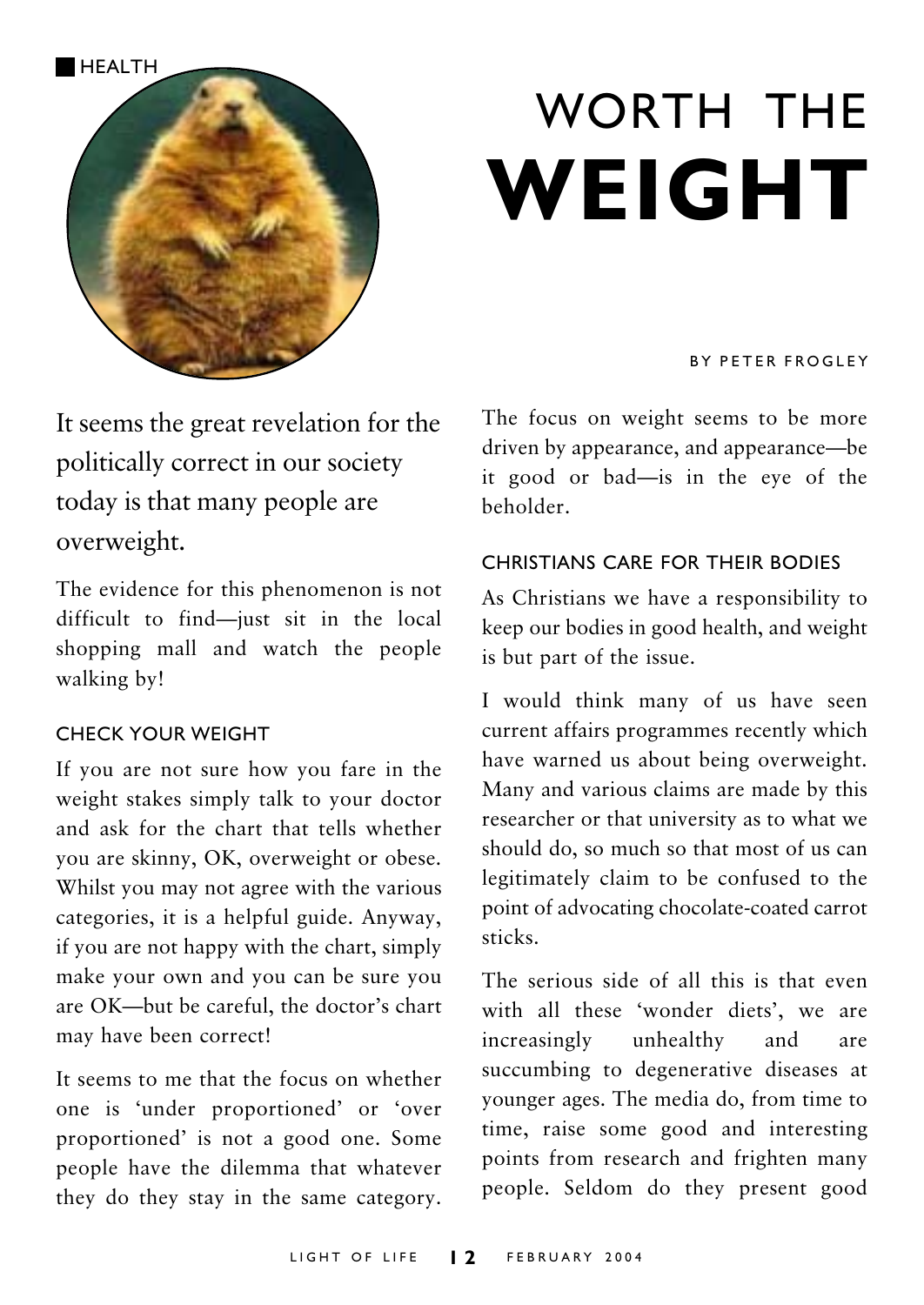HEALTH

# WORTH THE **WEIGHT**

BY PETER FROGLEY

It seems the great revelation for the politically correct in our society today is that many people are overweight.

The evidence for this phenomenon is not difficult to find—just sit in the local shopping mall and watch the people walking by!

### CHECK YOUR WEIGHT

If you are not sure how you fare in the weight stakes simply talk to your doctor and ask for the chart that tells whether you are skinny, OK, overweight or obese. Whilst you may not agree with the various categories, it is a helpful guide. Anyway, if you are not happy with the chart, simply make your own and you can be sure you are OK—but be careful, the doctor's chart may have been correct!

It seems to me that the focus on whether one is 'under proportioned' or 'over proportioned' is not a good one. Some people have the dilemma that whatever they do they stay in the same category. The focus on weight seems to be more driven by appearance, and appearance—be it good or bad—is in the eye of the beholder.

### CHRISTIANS CARE FOR THEIR BODIES

As Christians we have a responsibility to keep our bodies in good health, and weight is but part of the issue.

I would think many of us have seen current affairs programmes recently which have warned us about being overweight. Many and various claims are made by this researcher or that university as to what we should do, so much so that most of us can legitimately claim to be confused to the point of advocating chocolate-coated carrot sticks.

The serious side of all this is that even with all these 'wonder diets', we are increasingly unhealthy and are succumbing to degenerative diseases at younger ages. The media do, from time to time, raise some good and interesting points from research and frighten many people. Seldom do they present good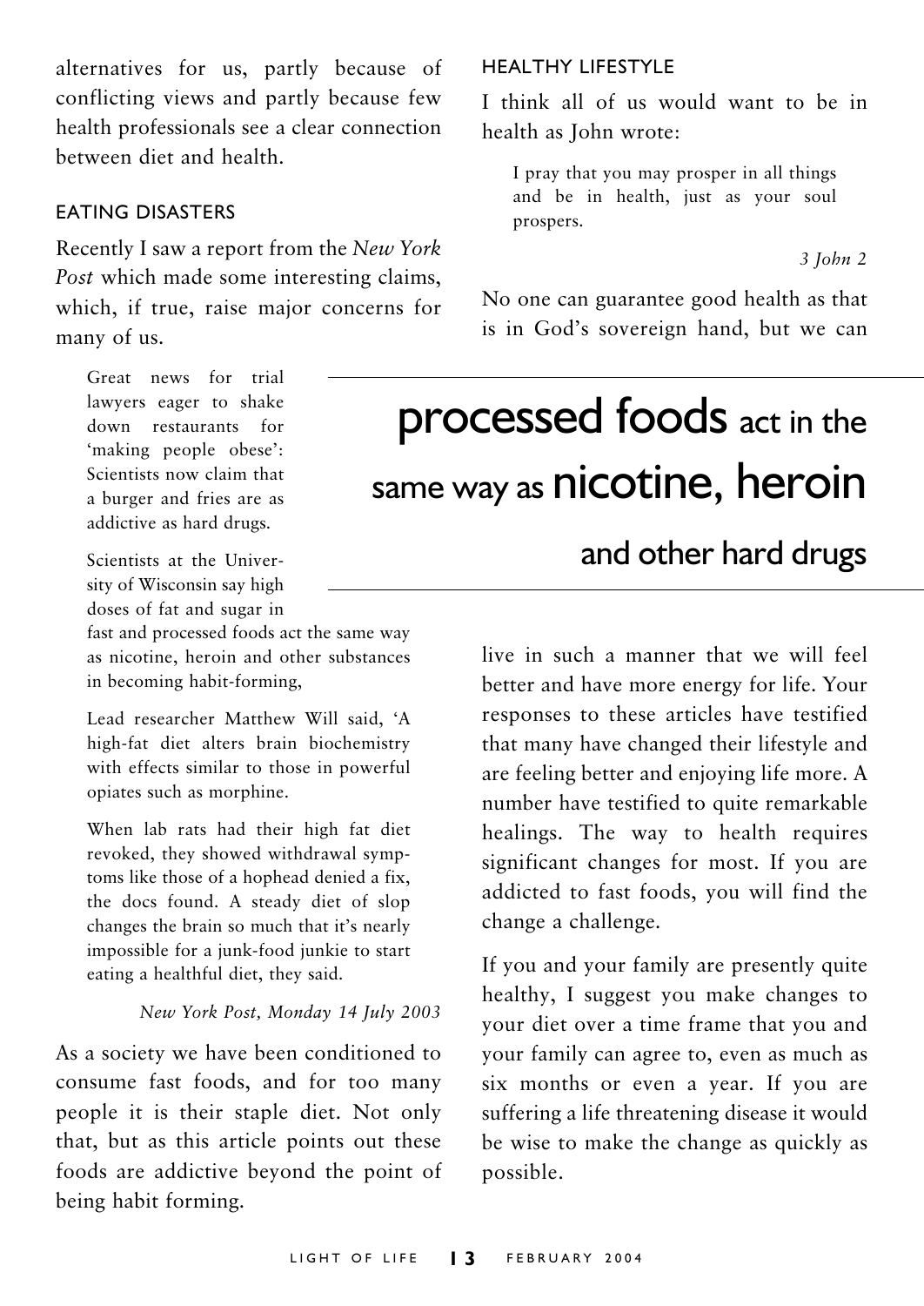alternatives for us, partly because of conflicting views and partly because few health professionals see a clear connection between diet and health.

## EATING DISASTERS

Recently I saw a report from the *New York Post* which made some interesting claims, which, if true, raise major concerns for many of us.

> Great news for trial lawyers eager to shake down restaurants for 'making people obese': Scientists now claim that a burger and fries are as addictive as hard drugs.
>
> Scientists at the University of Wisconsin say high doses of fat and sugar in fast and processed foods act the same way as nicotine, heroin and other substances in becoming habit-forming,
>
> Lead researcher Matthew Will said, 'A high-fat diet alters brain biochemistry with effects similar to those in powerful opiates such as morphine.
>
> When lab rats had their high fat diet revoked, they showed withdrawal symptoms like those of a hophead denied a fix, the docs found. A steady diet of slop changes the brain so much that it's nearly impossible for a junk-food junkie to start eating a healthful diet, they said.
>
> *New York Post, Monday 14 July 2003*

As a society we have been conditioned to consume fast foods, and for too many people it is their staple diet. Not only that, but as this article points out these foods are addictive beyond the point of being habit forming.

## HEALTHY LIFESTYLE

I think all of us would want to be in health as John wrote:

> I pray that you may prosper in all things and be in health, just as your soul prospers.
>
> *3 John 2*

No one can guarantee good health as that is in God's sovereign hand, but we can live in such a manner that we will feel better and have more energy for life. Your responses to these articles have testified that many have changed their lifestyle and are feeling better and enjoying life more. A number have testified to quite remarkable healings. The way to health requires significant changes for most. If you are addicted to fast foods, you will find the change a challenge.

> **processed foods act in the same way as nicotine, heroin and other hard drugs**

If you and your family are presently quite healthy, I suggest you make changes to your diet over a time frame that you and your family can agree to, even as much as six months or even a year. If you are suffering a life threatening disease it would be wise to make the change as quickly as possible.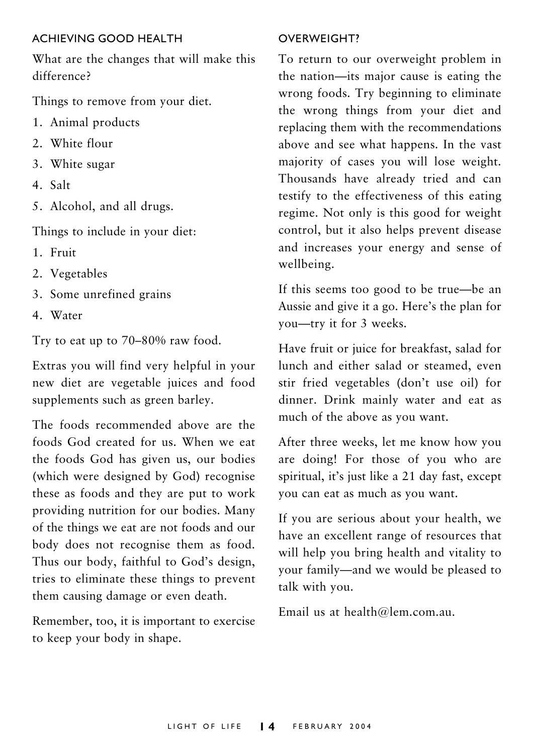## ACHIEVING GOOD HEALTH

What are the changes that will make this difference?

Things to remove from your diet.

1. Animal products
2. White flour
3. White sugar
4. Salt
5. Alcohol, and all drugs.

Things to include in your diet:

1. Fruit
2. Vegetables
3. Some unrefined grains
4. Water

Try to eat up to 70–80% raw food.

Extras you will find very helpful in your new diet are vegetable juices and food supplements such as green barley.

The foods recommended above are the foods God created for us. When we eat the foods God has given us, our bodies (which were designed by God) recognise these as foods and they are put to work providing nutrition for our bodies. Many of the things we eat are not foods and our body does not recognise them as food. Thus our body, faithful to God's design, tries to eliminate these things to prevent them causing damage or even death.

Remember, too, it is important to exercise to keep your body in shape.

## OVERWEIGHT?

To return to our overweight problem in the nation—its major cause is eating the wrong foods. Try beginning to eliminate the wrong things from your diet and replacing them with the recommendations above and see what happens. In the vast majority of cases you will lose weight. Thousands have already tried and can testify to the effectiveness of this eating regime. Not only is this good for weight control, but it also helps prevent disease and increases your energy and sense of wellbeing.

If this seems too good to be true—be an Aussie and give it a go. Here's the plan for you—try it for 3 weeks.

Have fruit or juice for breakfast, salad for lunch and either salad or steamed, even stir fried vegetables (don't use oil) for dinner. Drink mainly water and eat as much of the above as you want.

After three weeks, let me know how you are doing! For those of you who are spiritual, it's just like a 21 day fast, except you can eat as much as you want.

If you are serious about your health, we have an excellent range of resources that will help you bring health and vitality to your family—and we would be pleased to talk with you.

Email us at health@lem.com.au.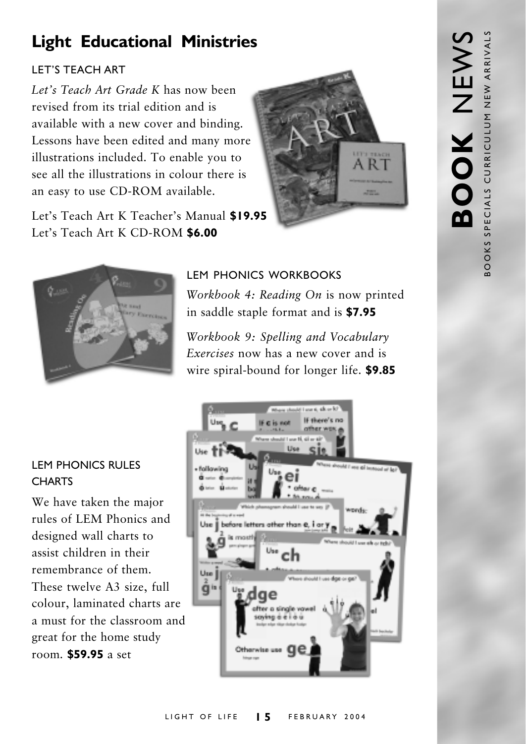# Light Educational Ministries

## LET'S TEACH ART

*Let's Teach Art Grade K* has now been revised from its trial edition and is available with a new cover and binding. Lessons have been edited and many more illustrations included. To enable you to see all the illustrations in colour there is an easy to use CD-ROM available.

Let's Teach Art K Teacher's Manual **$19.95**
Let's Teach Art K CD-ROM **$6.00**

## LEM PHONICS WORKBOOKS

*Workbook 4: Reading On* is now printed in saddle staple format and is **$7.95**

*Workbook 9: Spelling and Vocabulary Exercises* now has a new cover and is wire spiral-bound for longer life. **$9.85**

## LEM PHONICS RULES CHARTS

We have taken the major rules of LEM Phonics and designed wall charts to assist children in their remembrance of them. These twelve A3 size, full colour, laminated charts are a must for the classroom and great for the home study room. **$59.95** a set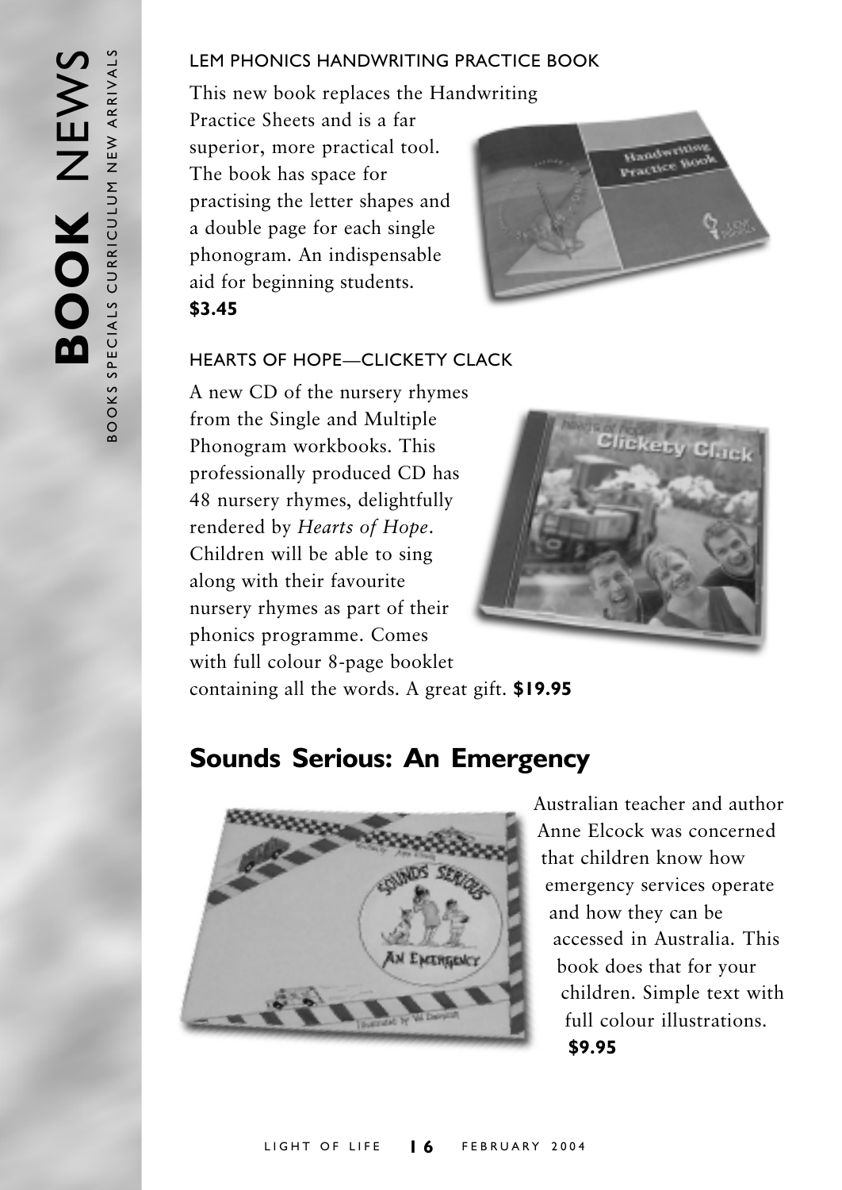# BOOK NEWS

BOOKS SPECIALS CURRICULUM NEW ARRIVALS

### LEM PHONICS HANDWRITING PRACTICE BOOK

This new book replaces the Handwriting Practice Sheets and is a far superior, more practical tool. The book has space for practising the letter shapes and a double page for each single phonogram. An indispensable aid for beginning students.
**$3.45**

### HEARTS OF HOPE—CLICKETY CLACK

A new CD of the nursery rhymes from the Single and Multiple Phonogram workbooks. This professionally produced CD has 48 nursery rhymes, delightfully rendered by *Hearts of Hope*. Children will be able to sing along with their favourite nursery rhymes as part of their phonics programme. Comes with full colour 8-page booklet containing all the words. A great gift. **$19.95**

## Sounds Serious: An Emergency

Australian teacher and author Anne Elcock was concerned that children know how emergency services operate and how they can be accessed in Australia. This book does that for your children. Simple text with full colour illustrations.
**$9.95**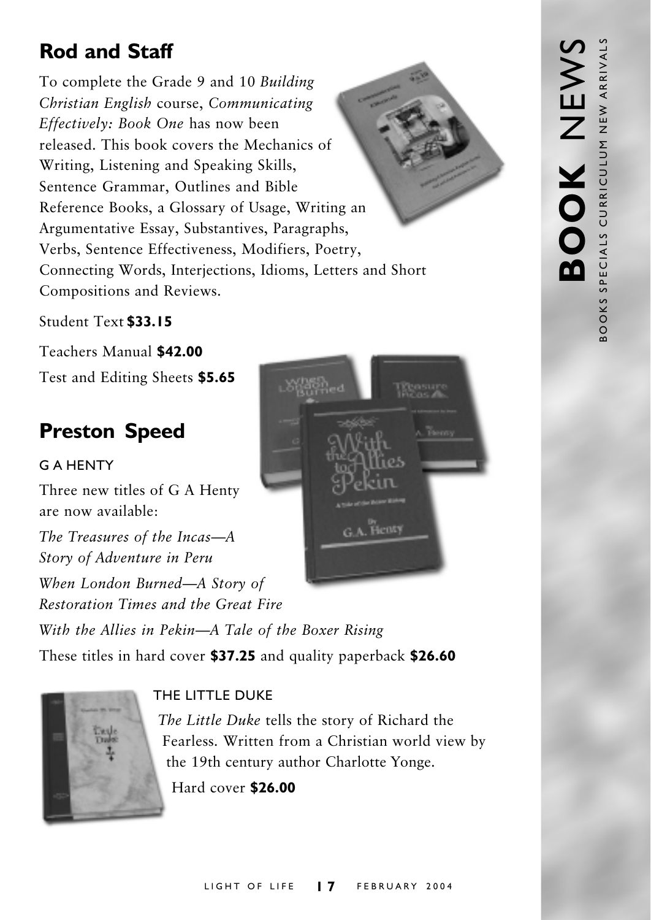## Rod and Staff

To complete the Grade 9 and 10 *Building Christian English* course, *Communicating Effectively: Book One* has now been released. This book covers the Mechanics of Writing, Listening and Speaking Skills, Sentence Grammar, Outlines and Bible Reference Books, a Glossary of Usage, Writing an Argumentative Essay, Substantives, Paragraphs, Verbs, Sentence Effectiveness, Modifiers, Poetry, Connecting Words, Interjections, Idioms, Letters and Short Compositions and Reviews.

Student Text **$33.15**

Teachers Manual **$42.00**

Test and Editing Sheets **$5.65**

## Preston Speed

### G A HENTY

Three new titles of G A Henty are now available:

*The Treasures of the Incas—A Story of Adventure in Peru*

*When London Burned—A Story of Restoration Times and the Great Fire*

*With the Allies in Pekin—A Tale of the Boxer Rising*

These titles in hard cover **$37.25** and quality paperback **$26.60**

### THE LITTLE DUKE

*The Little Duke* tells the story of Richard the Fearless. Written from a Christian world view by the 19th century author Charlotte Yonge.

Hard cover **$26.00**

**BOOK** NEWS

BOOKS SPECIALS CURRICULUM NEW ARRIVALS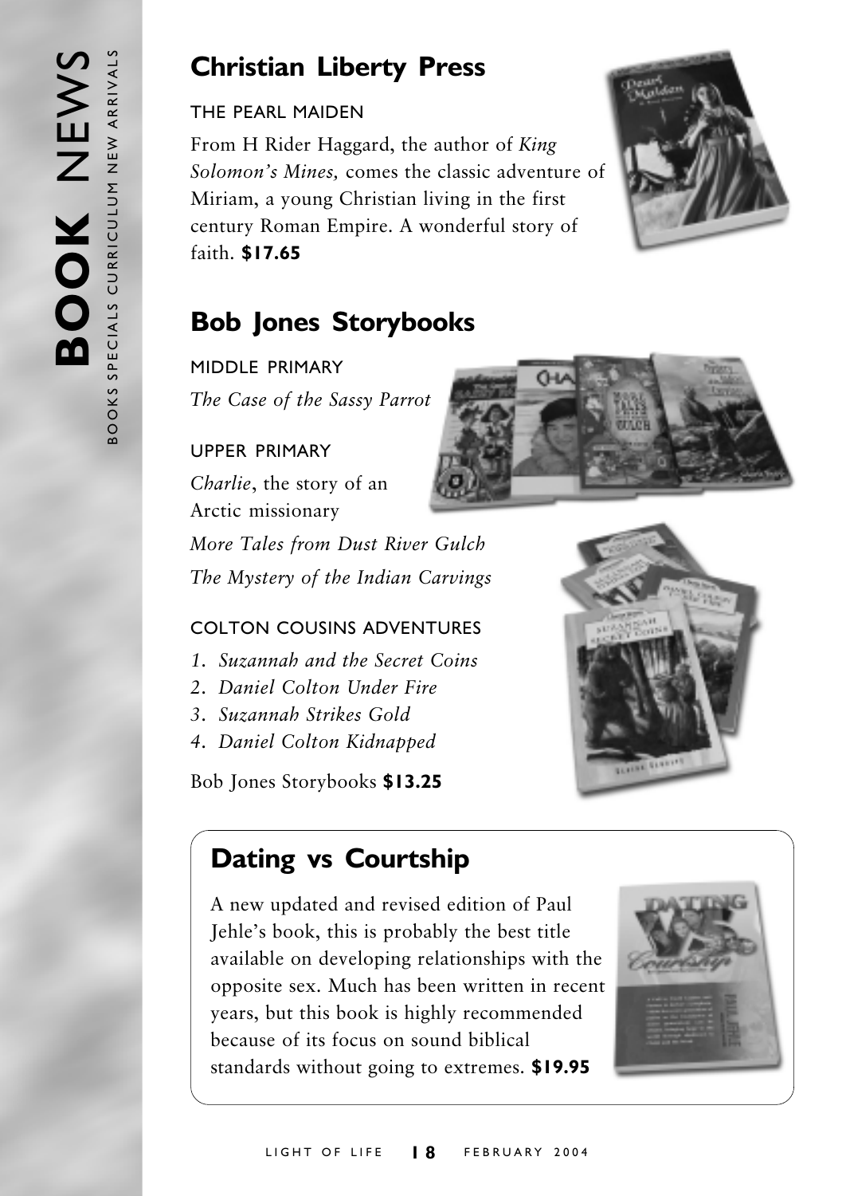## Christian Liberty Press

THE PEARL MAIDEN

From H Rider Haggard, the author of *King Solomon's Mines,* comes the classic adventure of Miriam, a young Christian living in the first century Roman Empire. A wonderful story of faith. **$17.65**

## Bob Jones Storybooks

MIDDLE PRIMARY

*The Case of the Sassy Parrot*

UPPER PRIMARY

*Charlie*, the story of an Arctic missionary

*More Tales from Dust River Gulch*

*The Mystery of the Indian Carvings*

COLTON COUSINS ADVENTURES

1. *Suzannah and the Secret Coins*
2. *Daniel Colton Under Fire*
3. *Suzannah Strikes Gold*
4. *Daniel Colton Kidnapped*

Bob Jones Storybooks **$13.25**

## Dating vs Courtship

A new updated and revised edition of Paul Jehle's book, this is probably the best title available on developing relationships with the opposite sex. Much has been written in recent years, but this book is highly recommended because of its focus on sound biblical standards without going to extremes. **$19.95**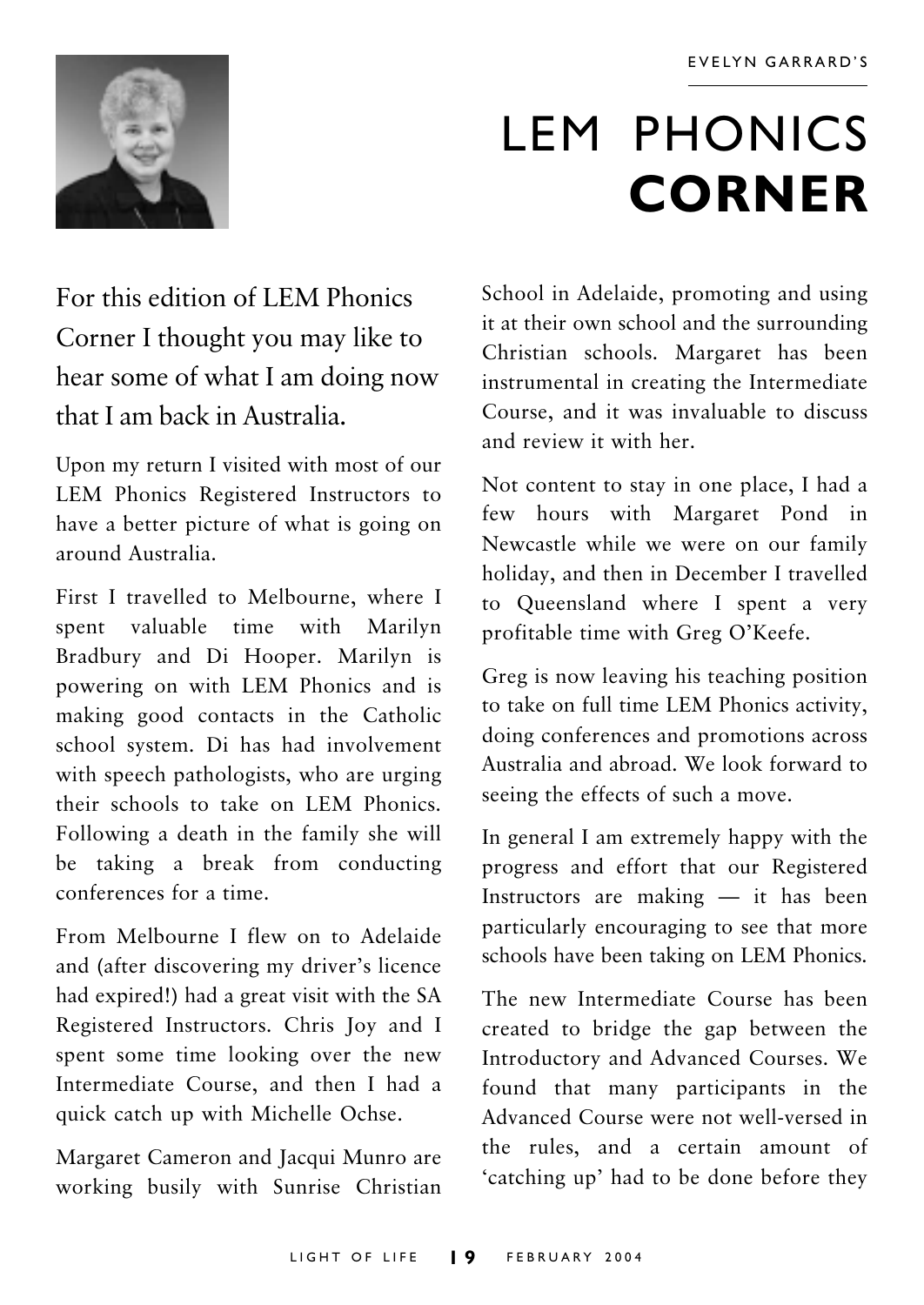EVELYN GARRARD'S

# LEM PHONICS **CORNER**

For this edition of LEM Phonics Corner I thought you may like to hear some of what I am doing now that I am back in Australia.

Upon my return I visited with most of our LEM Phonics Registered Instructors to have a better picture of what is going on around Australia.

First I travelled to Melbourne, where I spent valuable time with Marilyn Bradbury and Di Hooper. Marilyn is powering on with LEM Phonics and is making good contacts in the Catholic school system. Di has had involvement with speech pathologists, who are urging their schools to take on LEM Phonics. Following a death in the family she will be taking a break from conducting conferences for a time.

From Melbourne I flew on to Adelaide and (after discovering my driver's licence had expired!) had a great visit with the SA Registered Instructors. Chris Joy and I spent some time looking over the new Intermediate Course, and then I had a quick catch up with Michelle Ochse.

Margaret Cameron and Jacqui Munro are working busily with Sunrise Christian School in Adelaide, promoting and using it at their own school and the surrounding Christian schools. Margaret has been instrumental in creating the Intermediate Course, and it was invaluable to discuss and review it with her.

Not content to stay in one place, I had a few hours with Margaret Pond in Newcastle while we were on our family holiday, and then in December I travelled to Queensland where I spent a very profitable time with Greg O'Keefe.

Greg is now leaving his teaching position to take on full time LEM Phonics activity, doing conferences and promotions across Australia and abroad. We look forward to seeing the effects of such a move.

In general I am extremely happy with the progress and effort that our Registered Instructors are making — it has been particularly encouraging to see that more schools have been taking on LEM Phonics.

The new Intermediate Course has been created to bridge the gap between the Introductory and Advanced Courses. We found that many participants in the Advanced Course were not well-versed in the rules, and a certain amount of 'catching up' had to be done before they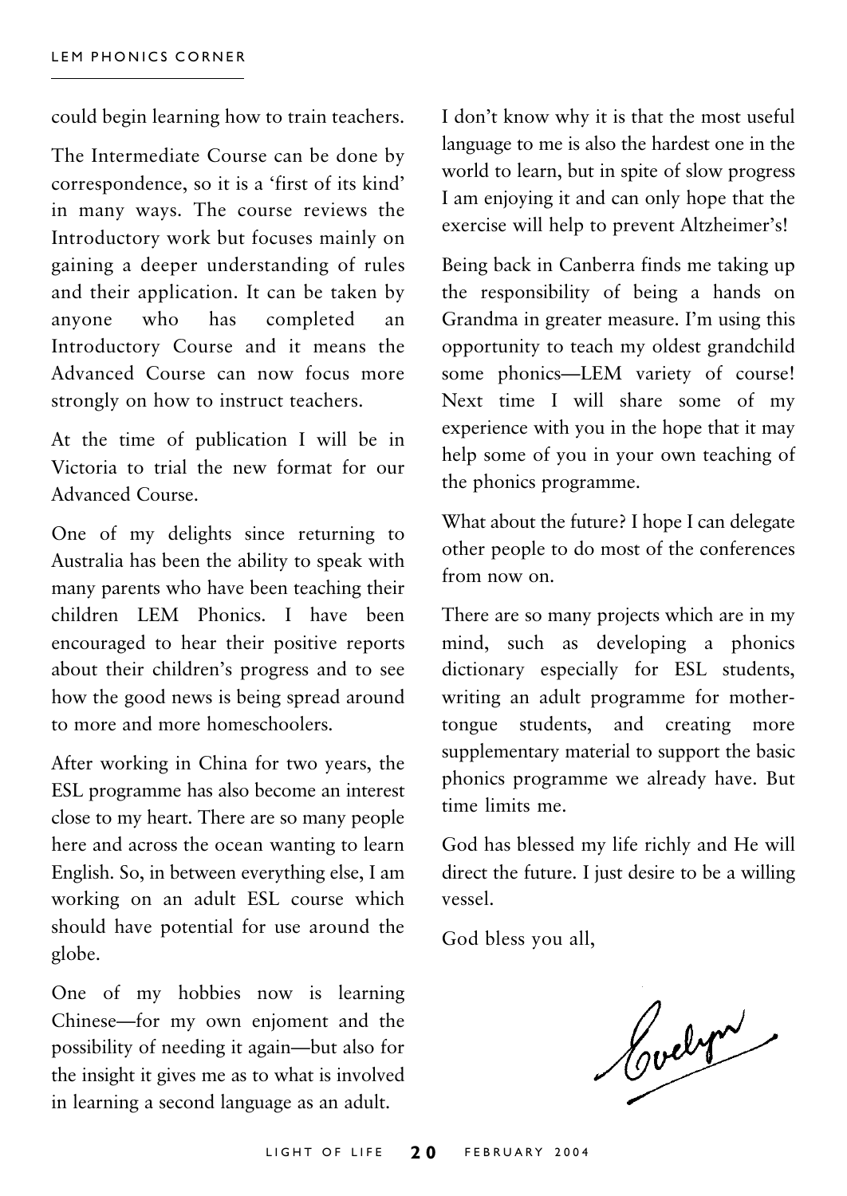could begin learning how to train teachers.

The Intermediate Course can be done by correspondence, so it is a 'first of its kind' in many ways. The course reviews the Introductory work but focuses mainly on gaining a deeper understanding of rules and their application. It can be taken by anyone who has completed an Introductory Course and it means the Advanced Course can now focus more strongly on how to instruct teachers.

At the time of publication I will be in Victoria to trial the new format for our Advanced Course.

One of my delights since returning to Australia has been the ability to speak with many parents who have been teaching their children LEM Phonics. I have been encouraged to hear their positive reports about their children's progress and to see how the good news is being spread around to more and more homeschoolers.

After working in China for two years, the ESL programme has also become an interest close to my heart. There are so many people here and across the ocean wanting to learn English. So, in between everything else, I am working on an adult ESL course which should have potential for use around the globe.

One of my hobbies now is learning Chinese—for my own enjoment and the possibility of needing it again—but also for the insight it gives me as to what is involved in learning a second language as an adult.

I don't know why it is that the most useful language to me is also the hardest one in the world to learn, but in spite of slow progress I am enjoying it and can only hope that the exercise will help to prevent Altzheimer's!

Being back in Canberra finds me taking up the responsibility of being a hands on Grandma in greater measure. I'm using this opportunity to teach my oldest grandchild some phonics—LEM variety of course! Next time I will share some of my experience with you in the hope that it may help some of you in your own teaching of the phonics programme.

What about the future? I hope I can delegate other people to do most of the conferences from now on.

There are so many projects which are in my mind, such as developing a phonics dictionary especially for ESL students, writing an adult programme for mother-tongue students, and creating more supplementary material to support the basic phonics programme we already have. But time limits me.

God has blessed my life richly and He will direct the future. I just desire to be a willing vessel.

God bless you all,

*Evelyn*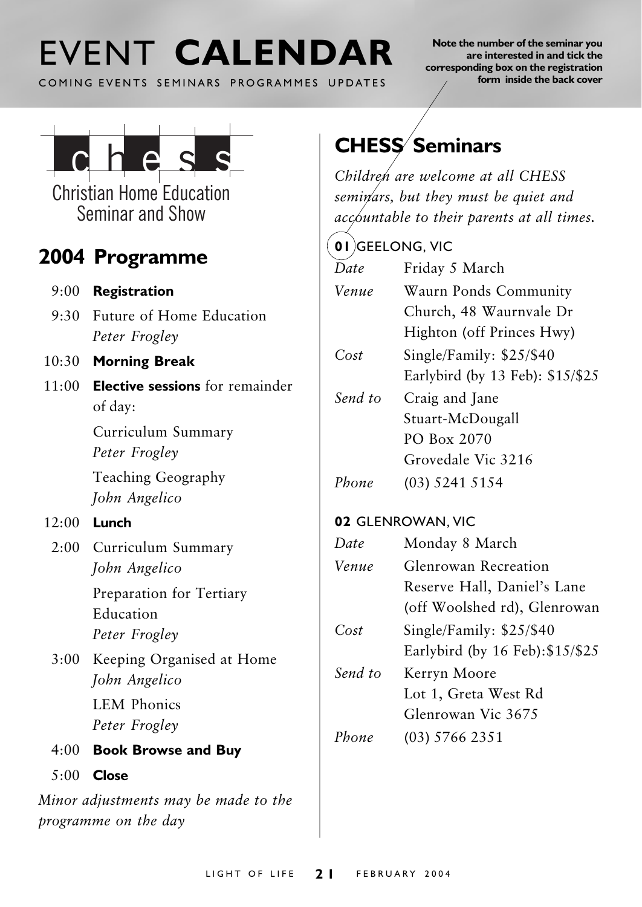# EVENT **CALENDAR**

COMING EVENTS SEMINARS PROGRAMMES UPDATES

**Note the number of the seminar you are interested in and tick the corresponding box on the registration form inside the back cover**

chess

Christian Home Education Seminar and Show

## 2004 Programme

| | |
|---|---|
| 9:00 | **Registration** |
| 9:30 | Future of Home Education<br>*Peter Frogley* |
| 10:30 | **Morning Break** |
| 11:00 | **Elective sessions** for remainder of day:<br>Curriculum Summary<br>*Peter Frogley*<br>Teaching Geography<br>*John Angelico* |
| 12:00 | **Lunch** |
| 2:00 | Curriculum Summary<br>*John Angelico*<br>Preparation for Tertiary Education<br>*Peter Frogley* |
| 3:00 | Keeping Organised at Home<br>*John Angelico*<br>LEM Phonics<br>*Peter Frogley* |
| 4:00 | **Book Browse and Buy** |
| 5:00 | **Close** |

*Minor adjustments may be made to the programme on the day*

## CHESS Seminars

*Children are welcome at all CHESS seminars, but they must be quiet and accountable to their parents at all times.*

**01** GEELONG, VIC

| | |
|---|---|
| *Date* | Friday 5 March |
| *Venue* | Waurn Ponds Community Church, 48 Waurnvale Dr Highton (off Princes Hwy) |
| *Cost* | Single/Family: $25/$40<br>Earlybird (by 13 Feb): $15/$25 |
| *Send to* | Craig and Jane Stuart-McDougall<br>PO Box 2070<br>Grovedale Vic 3216 |
| *Phone* | (03) 5241 5154 |

**02** GLENROWAN, VIC

| | |
|---|---|
| *Date* | Monday 8 March |
| *Venue* | Glenrowan Recreation Reserve Hall, Daniel's Lane (off Woolshed rd), Glenrowan |
| *Cost* | Single/Family: $25/$40<br>Earlybird (by 16 Feb):$15/$25 |
| *Send to* | Kerryn Moore<br>Lot 1, Greta West Rd<br>Glenrowan Vic 3675 |
| *Phone* | (03) 5766 2351 |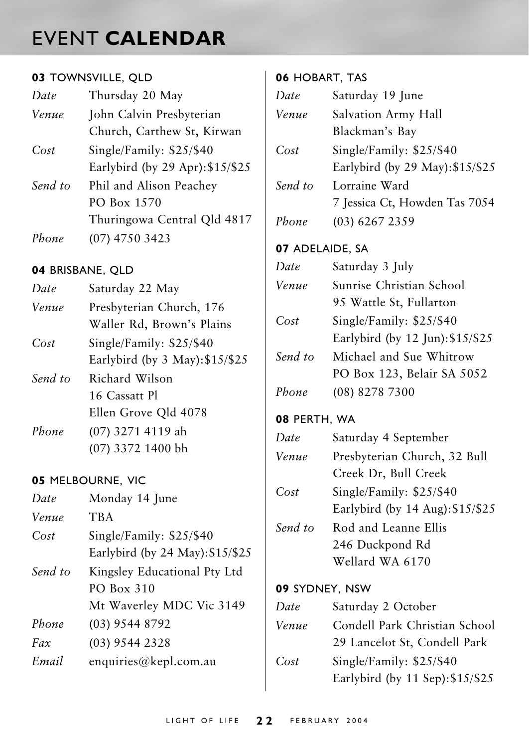# EVENT **CALENDAR**

**03** TOWNSVILLE, QLD

| | |
|---|---|
| *Date* | Thursday 20 May |
| *Venue* | John Calvin Presbyterian Church, Carthew St, Kirwan |
| *Cost* | Single/Family: $25/$40<br>Earlybird (by 29 Apr):$15/$25 |
| *Send to* | Phil and Alison Peachey<br>PO Box 1570<br>Thuringowa Central Qld 4817 |
| *Phone* | (07) 4750 3423 |

**04** BRISBANE, QLD

| | |
|---|---|
| *Date* | Saturday 22 May |
| *Venue* | Presbyterian Church, 176 Waller Rd, Brown's Plains |
| *Cost* | Single/Family: $25/$40<br>Earlybird (by 3 May):$15/$25 |
| *Send to* | Richard Wilson<br>16 Cassatt Pl<br>Ellen Grove Qld 4078 |
| *Phone* | (07) 3271 4119 ah<br>(07) 3372 1400 bh |

**05** MELBOURNE, VIC

| | |
|---|---|
| *Date* | Monday 14 June |
| *Venue* | TBA |
| *Cost* | Single/Family: $25/$40<br>Earlybird (by 24 May):$15/$25 |
| *Send to* | Kingsley Educational Pty Ltd<br>PO Box 310<br>Mt Waverley MDC Vic 3149 |
| *Phone* | (03) 9544 8792 |
| *Fax* | (03) 9544 2328 |
| *Email* | enquiries@kepl.com.au |

**06** HOBART, TAS

| | |
|---|---|
| *Date* | Saturday 19 June |
| *Venue* | Salvation Army Hall<br>Blackman's Bay |
| *Cost* | Single/Family: $25/$40<br>Earlybird (by 29 May):$15/$25 |
| *Send to* | Lorraine Ward<br>7 Jessica Ct, Howden Tas 7054 |
| *Phone* | (03) 6267 2359 |

**07** ADELAIDE, SA

| | |
|---|---|
| *Date* | Saturday 3 July |
| *Venue* | Sunrise Christian School<br>95 Wattle St, Fullarton |
| *Cost* | Single/Family: $25/$40<br>Earlybird (by 12 Jun):$15/$25 |
| *Send to* | Michael and Sue Whitrow<br>PO Box 123, Belair SA 5052 |
| *Phone* | (08) 8278 7300 |

**08** PERTH, WA

| | |
|---|---|
| *Date* | Saturday 4 September |
| *Venue* | Presbyterian Church, 32 Bull Creek Dr, Bull Creek |
| *Cost* | Single/Family: $25/$40<br>Earlybird (by 14 Aug):$15/$25 |
| *Send to* | Rod and Leanne Ellis<br>246 Duckpond Rd<br>Wellard WA 6170 |

**09** SYDNEY, NSW

| | |
|---|---|
| *Date* | Saturday 2 October |
| *Venue* | Condell Park Christian School<br>29 Lancelot St, Condell Park |
| *Cost* | Single/Family: $25/$40<br>Earlybird (by 11 Sep):$15/$25 |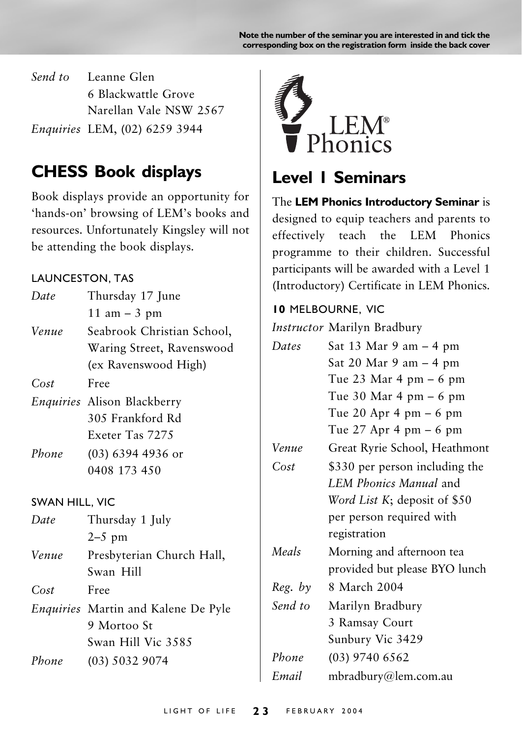Note the number of the seminar you are interested in and tick the corresponding box on the registration form inside the back cover

*Send to* Leanne Glen
6 Blackwattle Grove
Narellan Vale NSW 2567

*Enquiries* LEM, (02) 6259 3944

## CHESS Book displays

Book displays provide an opportunity for 'hands-on' browsing of LEM's books and resources. Unfortunately Kingsley will not be attending the book displays.

### LAUNCESTON, TAS

*Date* Thursday 17 June
11 am – 3 pm

*Venue* Seabrook Christian School, Waring Street, Ravenswood (ex Ravenswood High)

*Cost* Free

*Enquiries* Alison Blackberry
305 Frankford Rd
Exeter Tas 7275

*Phone* (03) 6394 4936 or 0408 173 450

### SWAN HILL, VIC

*Date* Thursday 1 July
2–5 pm

*Venue* Presbyterian Church Hall, Swan Hill

*Cost* Free

*Enquiries* Martin and Kalene De Pyle
9 Mortoo St
Swan Hill Vic 3585

*Phone* (03) 5032 9074

LEM® Phonics

## Level 1 Seminars

The **LEM Phonics Introductory Seminar** is designed to equip teachers and parents to effectively teach the LEM Phonics programme to their children. Successful participants will be awarded with a Level 1 (Introductory) Certificate in LEM Phonics.

### 10 MELBOURNE, VIC

*Instructor* Marilyn Bradbury

*Dates* Sat 13 Mar 9 am – 4 pm
Sat 20 Mar 9 am – 4 pm
Tue 23 Mar 4 pm – 6 pm
Tue 30 Mar 4 pm – 6 pm
Tue 20 Apr 4 pm – 6 pm
Tue 27 Apr 4 pm – 6 pm

*Venue* Great Ryrie School, Heathmont

*Cost* $330 per person including the *LEM Phonics Manual* and *Word List K*; deposit of $50 per person required with registration

*Meals* Morning and afternoon tea provided but please BYO lunch

*Reg. by* 8 March 2004

*Send to* Marilyn Bradbury
3 Ramsay Court
Sunbury Vic 3429

*Phone* (03) 9740 6562

*Email* mbradbury@lem.com.au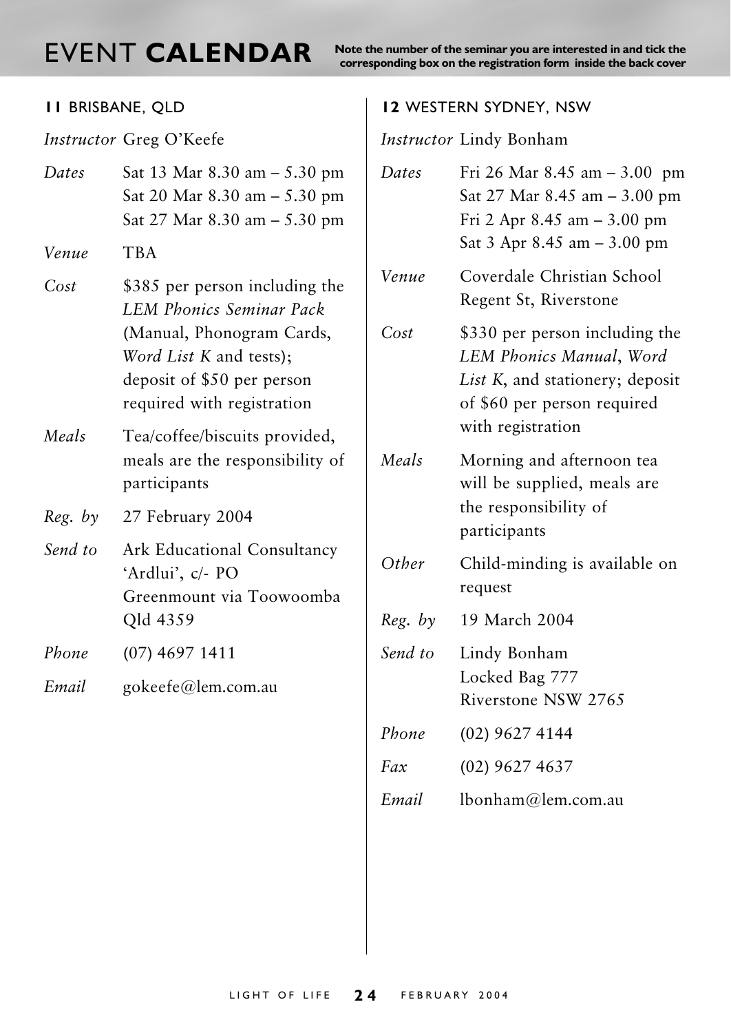# EVENT **CALENDAR**

**Note the number of the seminar you are interested in and tick the corresponding box on the registration form inside the back cover**

## **11** BRISBANE, QLD

*Instructor* Greg O'Keefe

*Dates* Sat 13 Mar 8.30 am – 5.30 pm
Sat 20 Mar 8.30 am – 5.30 pm
Sat 27 Mar 8.30 am – 5.30 pm

*Venue* TBA

*Cost* $385 per person including the *LEM Phonics Seminar Pack* (Manual, Phonogram Cards, *Word List K* and tests); deposit of $50 per person required with registration

*Meals* Tea/coffee/biscuits provided, meals are the responsibility of participants

*Reg. by* 27 February 2004

*Send to* Ark Educational Consultancy
'Ardlui', c/- PO
Greenmount via Toowoomba
Qld 4359

*Phone* (07) 4697 1411

*Email* gokeefe@lem.com.au

## **12** WESTERN SYDNEY, NSW

*Instructor* Lindy Bonham

*Dates* Fri 26 Mar 8.45 am – 3.00 pm
Sat 27 Mar 8.45 am – 3.00 pm
Fri 2 Apr 8.45 am – 3.00 pm
Sat 3 Apr 8.45 am – 3.00 pm

*Venue* Coverdale Christian School
Regent St, Riverstone

*Cost* $330 per person including the *LEM Phonics Manual*, *Word List K*, and stationery; deposit of $60 per person required with registration

*Meals* Morning and afternoon tea will be supplied, meals are the responsibility of participants

*Other* Child-minding is available on request

*Reg. by* 19 March 2004

*Send to* Lindy Bonham
Locked Bag 777
Riverstone NSW 2765

*Phone* (02) 9627 4144

*Fax* (02) 9627 4637

*Email* lbonham@lem.com.au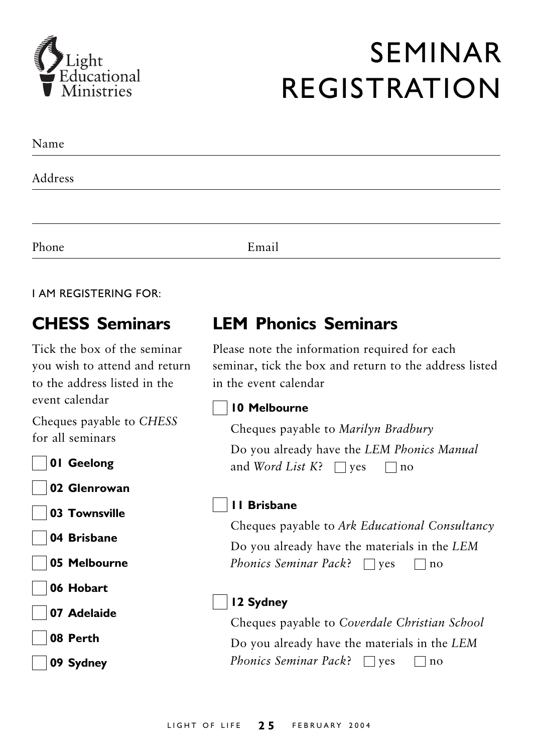Light Educational Ministries

# SEMINAR REGISTRATION

Name

Address

Phone Email

I AM REGISTERING FOR:

## CHESS Seminars

Tick the box of the seminar you wish to attend and return to the address listed in the event calendar

Cheques payable to *CHESS* for all seminars

- ☐ **01 Geelong**
- ☐ **02 Glenrowan**
- ☐ **03 Townsville**
- ☐ **04 Brisbane**
- ☐ **05 Melbourne**
- ☐ **06 Hobart**
- ☐ **07 Adelaide**
- ☐ **08 Perth**
- ☐ **09 Sydney**

## LEM Phonics Seminars

Please note the information required for each seminar, tick the box and return to the address listed in the event calendar

☐ **10 Melbourne**

Cheques payable to *Marilyn Bradbury*

Do you already have the *LEM Phonics Manual* and *Word List K*? ☐ yes ☐ no

☐ **11 Brisbane**

Cheques payable to *Ark Educational Consultancy*

Do you already have the materials in the *LEM Phonics Seminar Pack*? ☐ yes ☐ no

☐ **12 Sydney**

Cheques payable to *Coverdale Christian School*

Do you already have the materials in the *LEM Phonics Seminar Pack*? ☐ yes ☐ no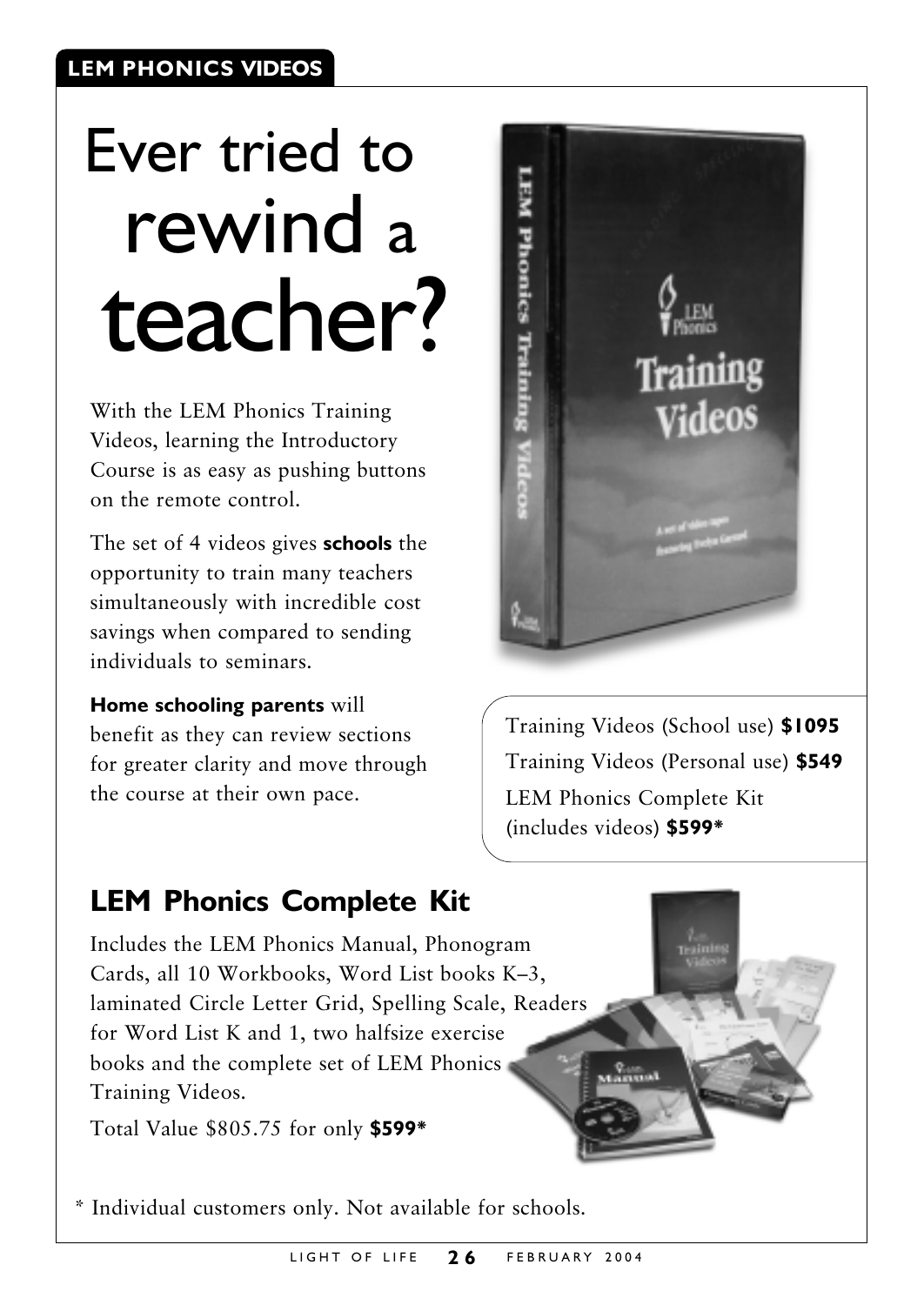**LEM PHONICS VIDEOS**

# Ever tried to rewind a teacher?

With the LEM Phonics Training Videos, learning the Introductory Course is as easy as pushing buttons on the remote control.

The set of 4 videos gives **schools** the opportunity to train many teachers simultaneously with incredible cost savings when compared to sending individuals to seminars.

**Home schooling parents** will benefit as they can review sections for greater clarity and move through the course at their own pace.

Training Videos (School use) **$1095**
Training Videos (Personal use) **$549**
LEM Phonics Complete Kit (includes videos) **$599***

## LEM Phonics Complete Kit

Includes the LEM Phonics Manual, Phonogram Cards, all 10 Workbooks, Word List books K–3, laminated Circle Letter Grid, Spelling Scale, Readers for Word List K and 1, two halfsize exercise books and the complete set of LEM Phonics Training Videos.

Total Value $805.75 for only **$599***

* Individual customers only. Not available for schools.